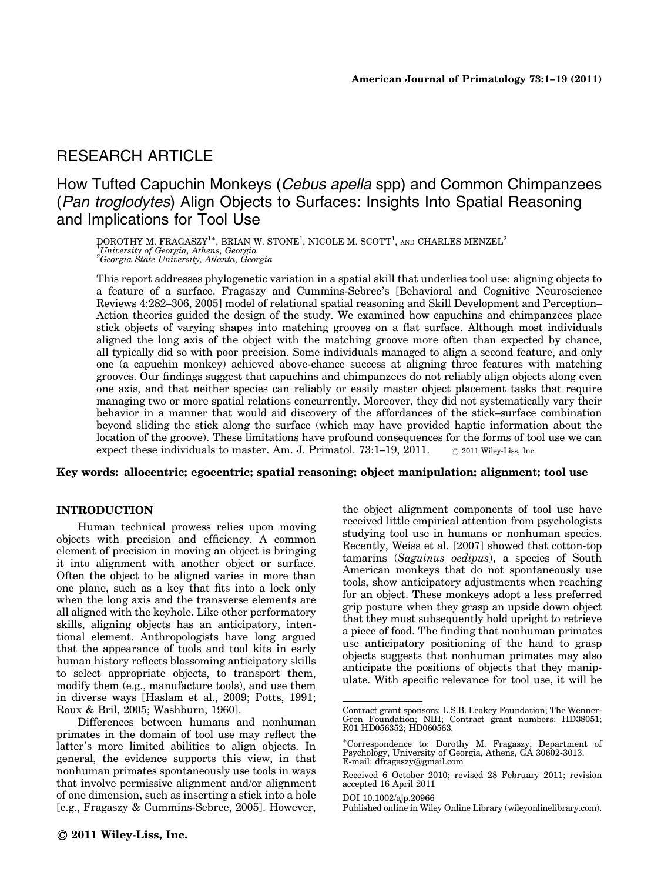RESEARCH ARTICLE

# How Tufted Capuchin Monkeys (*Cebus apella* spp) and Common Chimpanzees (*Pan troglodytes*) Align Objects to Surfaces: Insights Into Spatial Reasoning and Implications for Tool Use

DOROTHY M. FRAGASZY[1]*, BRIAN W. STONE[1], NICOLE M. SCOTT[1], AND CHARLES MENZEL[2]
[1]*University of Georgia, Athens, Georgia*
[2]*Georgia State University, Atlanta, Georgia*

This report addresses phylogenetic variation in a spatial skill that underlies tool use: aligning objects to a feature of a surface. Fragaszy and Cummins-Sebree's [Behavioral and Cognitive Neuroscience Reviews 4:282–306, 2005] model of relational spatial reasoning and Skill Development and Perception–Action theories guided the design of the study. We examined how capuchins and chimpanzees place stick objects of varying shapes into matching grooves on a flat surface. Although most individuals aligned the long axis of the object with the matching groove more often than expected by chance, all typically did so with poor precision. Some individuals managed to align a second feature, and only one (a capuchin monkey) achieved above-chance success at aligning three features with matching grooves. Our findings suggest that capuchins and chimpanzees do not reliably align objects along even one axis, and that neither species can reliably or easily master object placement tasks that require managing two or more spatial relations concurrently. Moreover, they did not systematically vary their behavior in a manner that would aid discovery of the affordances of the stick–surface combination beyond sliding the stick along the surface (which may have provided haptic information about the location of the groove). These limitations have profound consequences for the forms of tool use we can expect these individuals to master. Am. J. Primatol. 73:1–19, 2011. © 2011 Wiley-Liss, Inc.

**Key words: allocentric; egocentric; spatial reasoning; object manipulation; alignment; tool use**

## INTRODUCTION

Human technical prowess relies upon moving objects with precision and efficiency. A common element of precision in moving an object is bringing it into alignment with another object or surface. Often the object to be aligned varies in more than one plane, such as a key that fits into a lock only when the long axis and the transverse elements are all aligned with the keyhole. Like other performatory skills, aligning objects has an anticipatory, intentional element. Anthropologists have long argued that the appearance of tools and tool kits in early human history reflects blossoming anticipatory skills to select appropriate objects, to transport them, modify them (e.g., manufacture tools), and use them in diverse ways [Haslam et al., 2009; Potts, 1991; Roux & Bril, 2005; Washburn, 1960].

Differences between humans and nonhuman primates in the domain of tool use may reflect the latter's more limited abilities to align objects. In general, the evidence supports this view, in that nonhuman primates spontaneously use tools in ways that involve permissive alignment and/or alignment of one dimension, such as inserting a stick into a hole [e.g., Fragaszy & Cummins-Sebree, 2005]. However, the object alignment components of tool use have received little empirical attention from psychologists studying tool use in humans or nonhuman species. Recently, Weiss et al. [2007] showed that cotton-top tamarins (*Saguinus oedipus*), a species of South American monkeys that do not spontaneously use tools, show anticipatory adjustments when reaching for an object. These monkeys adopt a less preferred grip posture when they grasp an upside down object that they must subsequently hold upright to retrieve a piece of food. The finding that nonhuman primates use anticipatory positioning of the hand to grasp objects suggests that nonhuman primates may also anticipate the positions of objects that they manipulate. With specific relevance for tool use, it will be

---

Contract grant sponsors: L.S.B. Leakey Foundation; The Wenner-Gren Foundation; NIH; Contract grant numbers: HD38051; R01 HD056352; HD060563.

*Correspondence to: Dorothy M. Fragaszy, Department of Psychology, University of Georgia, Athens, GA 30602-3013. E-mail: dfragaszy@gmail.com

Received 6 October 2010; revised 28 February 2011; revision accepted 16 April 2011

DOI 10.1002/ajp.20966
Published online in Wiley Online Library (wileyonlinelibrary.com).

© 2011 Wiley-Liss, Inc.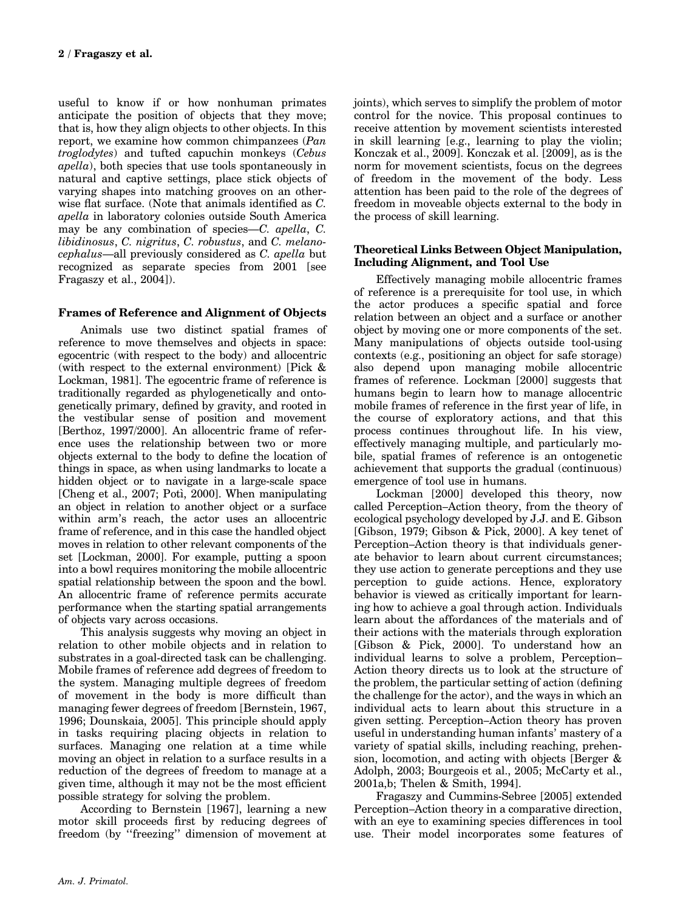useful to know if or how nonhuman primates anticipate the position of objects that they move; that is, how they align objects to other objects. In this report, we examine how common chimpanzees (*Pan troglodytes*) and tufted capuchin monkeys (*Cebus apella*), both species that use tools spontaneously in natural and captive settings, place stick objects of varying shapes into matching grooves on an otherwise flat surface. (Note that animals identified as *C. apella* in laboratory colonies outside South America may be any combination of species—*C. apella*, *C. libidinosus*, *C. nigritus*, *C. robustus*, and *C. melanocephalus*—all previously considered as *C. apella* but recognized as separate species from 2001 [see Fragaszy et al., 2004]).

## Frames of Reference and Alignment of Objects

Animals use two distinct spatial frames of reference to move themselves and objects in space: egocentric (with respect to the body) and allocentric (with respect to the external environment) [Pick & Lockman, 1981]. The egocentric frame of reference is traditionally regarded as phylogenetically and ontogenetically primary, defined by gravity, and rooted in the vestibular sense of position and movement [Berthoz, 1997/2000]. An allocentric frame of reference uses the relationship between two or more objects external to the body to define the location of things in space, as when using landmarks to locate a hidden object or to navigate in a large-scale space [Cheng et al., 2007; Potì, 2000]. When manipulating an object in relation to another object or a surface within arm's reach, the actor uses an allocentric frame of reference, and in this case the handled object moves in relation to other relevant components of the set [Lockman, 2000]. For example, putting a spoon into a bowl requires monitoring the mobile allocentric spatial relationship between the spoon and the bowl. An allocentric frame of reference permits accurate performance when the starting spatial arrangements of objects vary across occasions.

This analysis suggests why moving an object in relation to other mobile objects and in relation to substrates in a goal-directed task can be challenging. Mobile frames of reference add degrees of freedom to the system. Managing multiple degrees of freedom of movement in the body is more difficult than managing fewer degrees of freedom [Bernstein, 1967, 1996; Dounskaia, 2005]. This principle should apply in tasks requiring placing objects in relation to surfaces. Managing one relation at a time while moving an object in relation to a surface results in a reduction of the degrees of freedom to manage at a given time, although it may not be the most efficient possible strategy for solving the problem.

According to Bernstein [1967], learning a new motor skill proceeds first by reducing degrees of freedom (by "freezing" dimension of movement at joints), which serves to simplify the problem of motor control for the novice. This proposal continues to receive attention by movement scientists interested in skill learning [e.g., learning to play the violin; Konczak et al., 2009]. Konczak et al. [2009], as is the norm for movement scientists, focus on the degrees of freedom in the movement of the body. Less attention has been paid to the role of the degrees of freedom in moveable objects external to the body in the process of skill learning.

## Theoretical Links Between Object Manipulation, Including Alignment, and Tool Use

Effectively managing mobile allocentric frames of reference is a prerequisite for tool use, in which the actor produces a specific spatial and force relation between an object and a surface or another object by moving one or more components of the set. Many manipulations of objects outside tool-using contexts (e.g., positioning an object for safe storage) also depend upon managing mobile allocentric frames of reference. Lockman [2000] suggests that humans begin to learn how to manage allocentric mobile frames of reference in the first year of life, in the course of exploratory actions, and that this process continues throughout life. In his view, effectively managing multiple, and particularly mobile, spatial frames of reference is an ontogenetic achievement that supports the gradual (continuous) emergence of tool use in humans.

Lockman [2000] developed this theory, now called Perception–Action theory, from the theory of ecological psychology developed by J.J. and E. Gibson [Gibson, 1979; Gibson & Pick, 2000]. A key tenet of Perception–Action theory is that individuals generate behavior to learn about current circumstances; they use action to generate perceptions and they use perception to guide actions. Hence, exploratory behavior is viewed as critically important for learning how to achieve a goal through action. Individuals learn about the affordances of the materials and of their actions with the materials through exploration [Gibson & Pick, 2000]. To understand how an individual learns to solve a problem, Perception–Action theory directs us to look at the structure of the problem, the particular setting of action (defining the challenge for the actor), and the ways in which an individual acts to learn about this structure in a given setting. Perception–Action theory has proven useful in understanding human infants' mastery of a variety of spatial skills, including reaching, prehension, locomotion, and acting with objects [Berger & Adolph, 2003; Bourgeois et al., 2005; McCarty et al., 2001a,b; Thelen & Smith, 1994].

Fragaszy and Cummins-Sebree [2005] extended Perception–Action theory in a comparative direction, with an eye to examining species differences in tool use. Their model incorporates some features of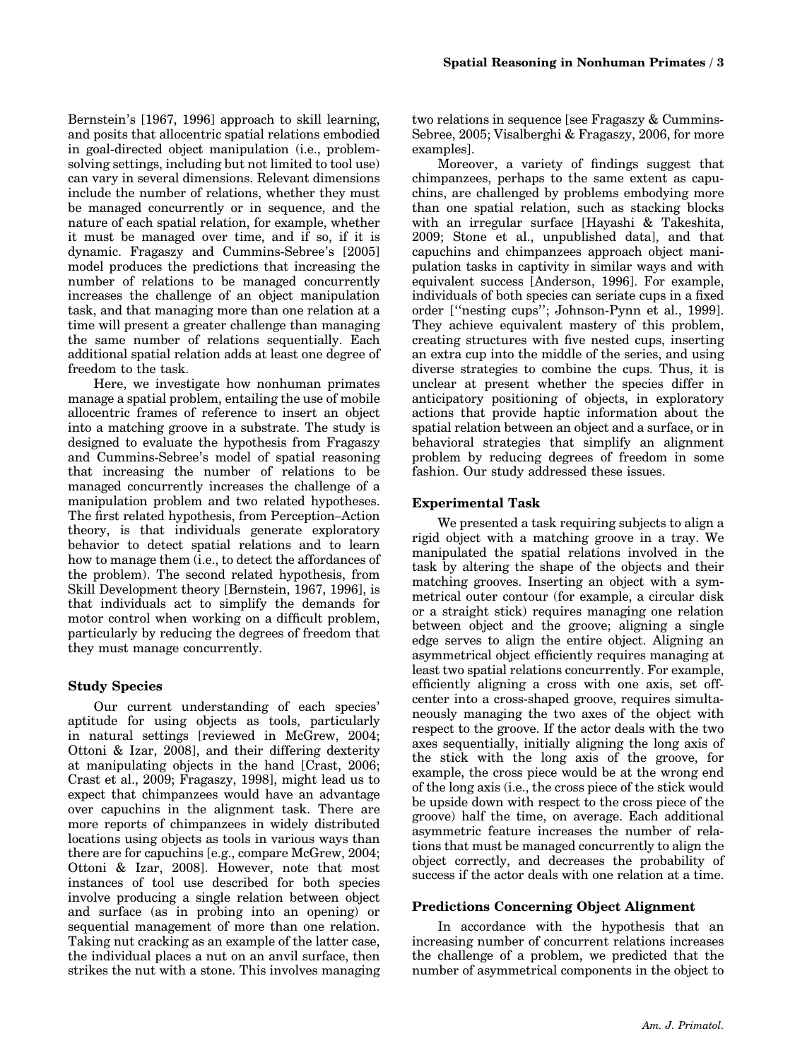Bernstein's [1967, 1996] approach to skill learning, and posits that allocentric spatial relations embodied in goal-directed object manipulation (i.e., problem-solving settings, including but not limited to tool use) can vary in several dimensions. Relevant dimensions include the number of relations, whether they must be managed concurrently or in sequence, and the nature of each spatial relation, for example, whether it must be managed over time, and if so, if it is dynamic. Fragaszy and Cummins-Sebree's [2005] model produces the predictions that increasing the number of relations to be managed concurrently increases the challenge of an object manipulation task, and that managing more than one relation at a time will present a greater challenge than managing the same number of relations sequentially. Each additional spatial relation adds at least one degree of freedom to the task.

Here, we investigate how nonhuman primates manage a spatial problem, entailing the use of mobile allocentric frames of reference to insert an object into a matching groove in a substrate. The study is designed to evaluate the hypothesis from Fragaszy and Cummins-Sebree's model of spatial reasoning that increasing the number of relations to be managed concurrently increases the challenge of a manipulation problem and two related hypotheses. The first related hypothesis, from Perception–Action theory, is that individuals generate exploratory behavior to detect spatial relations and to learn how to manage them (i.e., to detect the affordances of the problem). The second related hypothesis, from Skill Development theory [Bernstein, 1967, 1996], is that individuals act to simplify the demands for motor control when working on a difficult problem, particularly by reducing the degrees of freedom that they must manage concurrently.

### Study Species

Our current understanding of each species' aptitude for using objects as tools, particularly in natural settings [reviewed in McGrew, 2004; Ottoni & Izar, 2008], and their differing dexterity at manipulating objects in the hand [Crast, 2006; Crast et al., 2009; Fragaszy, 1998], might lead us to expect that chimpanzees would have an advantage over capuchins in the alignment task. There are more reports of chimpanzees in widely distributed locations using objects as tools in various ways than there are for capuchins [e.g., compare McGrew, 2004; Ottoni & Izar, 2008]. However, note that most instances of tool use described for both species involve producing a single relation between object and surface (as in probing into an opening) or sequential management of more than one relation. Taking nut cracking as an example of the latter case, the individual places a nut on an anvil surface, then strikes the nut with a stone. This involves managing two relations in sequence [see Fragaszy & Cummins-Sebree, 2005; Visalberghi & Fragaszy, 2006, for more examples].

Moreover, a variety of findings suggest that chimpanzees, perhaps to the same extent as capuchins, are challenged by problems embodying more than one spatial relation, such as stacking blocks with an irregular surface [Hayashi & Takeshita, 2009; Stone et al., unpublished data], and that capuchins and chimpanzees approach object manipulation tasks in captivity in similar ways and with equivalent success [Anderson, 1996]. For example, individuals of both species can seriate cups in a fixed order [''nesting cups''; Johnson-Pynn et al., 1999]. They achieve equivalent mastery of this problem, creating structures with five nested cups, inserting an extra cup into the middle of the series, and using diverse strategies to combine the cups. Thus, it is unclear at present whether the species differ in anticipatory positioning of objects, in exploratory actions that provide haptic information about the spatial relation between an object and a surface, or in behavioral strategies that simplify an alignment problem by reducing degrees of freedom in some fashion. Our study addressed these issues.

### Experimental Task

We presented a task requiring subjects to align a rigid object with a matching groove in a tray. We manipulated the spatial relations involved in the task by altering the shape of the objects and their matching grooves. Inserting an object with a symmetrical outer contour (for example, a circular disk or a straight stick) requires managing one relation between object and the groove; aligning a single edge serves to align the entire object. Aligning an asymmetrical object efficiently requires managing at least two spatial relations concurrently. For example, efficiently aligning a cross with one axis, set off-center into a cross-shaped groove, requires simultaneously managing the two axes of the object with respect to the groove. If the actor deals with the two axes sequentially, initially aligning the long axis of the stick with the long axis of the groove, for example, the cross piece would be at the wrong end of the long axis (i.e., the cross piece of the stick would be upside down with respect to the cross piece of the groove) half the time, on average. Each additional asymmetric feature increases the number of relations that must be managed concurrently to align the object correctly, and decreases the probability of success if the actor deals with one relation at a time.

### Predictions Concerning Object Alignment

In accordance with the hypothesis that an increasing number of concurrent relations increases the challenge of a problem, we predicted that the number of asymmetrical components in the object to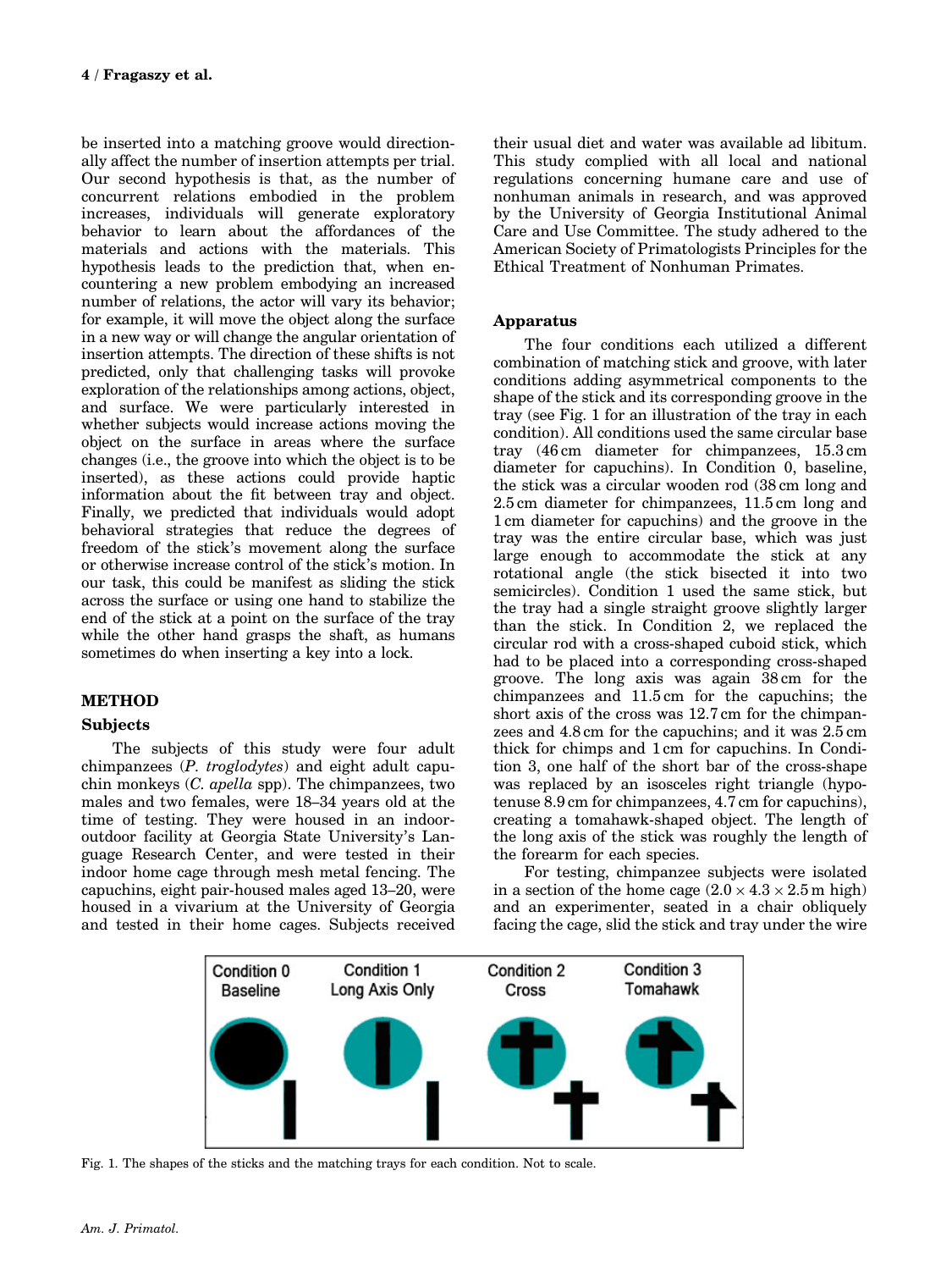be inserted into a matching groove would directionally affect the number of insertion attempts per trial. Our second hypothesis is that, as the number of concurrent relations embodied in the problem increases, individuals will generate exploratory behavior to learn about the affordances of the materials and actions with the materials. This hypothesis leads to the prediction that, when encountering a new problem embodying an increased number of relations, the actor will vary its behavior; for example, it will move the object along the surface in a new way or will change the angular orientation of insertion attempts. The direction of these shifts is not predicted, only that challenging tasks will provoke exploration of the relationships among actions, object, and surface. We were particularly interested in whether subjects would increase actions moving the object on the surface in areas where the surface changes (i.e., the groove into which the object is to be inserted), as these actions could provide haptic information about the fit between tray and object. Finally, we predicted that individuals would adopt behavioral strategies that reduce the degrees of freedom of the stick's movement along the surface or otherwise increase control of the stick's motion. In our task, this could be manifest as sliding the stick across the surface or using one hand to stabilize the end of the stick at a point on the surface of the tray while the other hand grasps the shaft, as humans sometimes do when inserting a key into a lock.

## METHOD

### Subjects

The subjects of this study were four adult chimpanzees (*P. troglodytes*) and eight adult capuchin monkeys (*C. apella* spp). The chimpanzees, two males and two females, were 18–34 years old at the time of testing. They were housed in an indoor-outdoor facility at Georgia State University's Language Research Center, and were tested in their indoor home cage through mesh metal fencing. The capuchins, eight pair-housed males aged 13–20, were housed in a vivarium at the University of Georgia and tested in their home cages. Subjects received their usual diet and water was available ad libitum. This study complied with all local and national regulations concerning humane care and use of nonhuman animals in research, and was approved by the University of Georgia Institutional Animal Care and Use Committee. The study adhered to the American Society of Primatologists Principles for the Ethical Treatment of Nonhuman Primates.

### Apparatus

The four conditions each utilized a different combination of matching stick and groove, with later conditions adding asymmetrical components to the shape of the stick and its corresponding groove in the tray (see Fig. 1 for an illustration of the tray in each condition). All conditions used the same circular base tray (46 cm diameter for chimpanzees, 15.3 cm diameter for capuchins). In Condition 0, baseline, the stick was a circular wooden rod (38 cm long and 2.5 cm diameter for chimpanzees, 11.5 cm long and 1 cm diameter for capuchins) and the groove in the tray was the entire circular base, which was just large enough to accommodate the stick at any rotational angle (the stick bisected it into two semicircles). Condition 1 used the same stick, but the tray had a single straight groove slightly larger than the stick. In Condition 2, we replaced the circular rod with a cross-shaped cuboid stick, which had to be placed into a corresponding cross-shaped groove. The long axis was again 38 cm for the chimpanzees and 11.5 cm for the capuchins; the short axis of the cross was 12.7 cm for the chimpanzees and 4.8 cm for the capuchins; and it was 2.5 cm thick for chimps and 1 cm for capuchins. In Condition 3, one half of the short bar of the cross-shape was replaced by an isosceles right triangle (hypotenuse 8.9 cm for chimpanzees, 4.7 cm for capuchins), creating a tomahawk-shaped object. The length of the long axis of the stick was roughly the length of the forearm for each species.

For testing, chimpanzee subjects were isolated in a section of the home cage (2.0 × 4.3 × 2.5 m high) and an experimenter, seated in a chair obliquely facing the cage, slid the stick and tray under the wire

Condition 0
Baseline

Condition 1
Long Axis Only

Condition 2
Cross

Condition 3
Tomahawk

Fig. 1. The shapes of the sticks and the matching trays for each condition. Not to scale.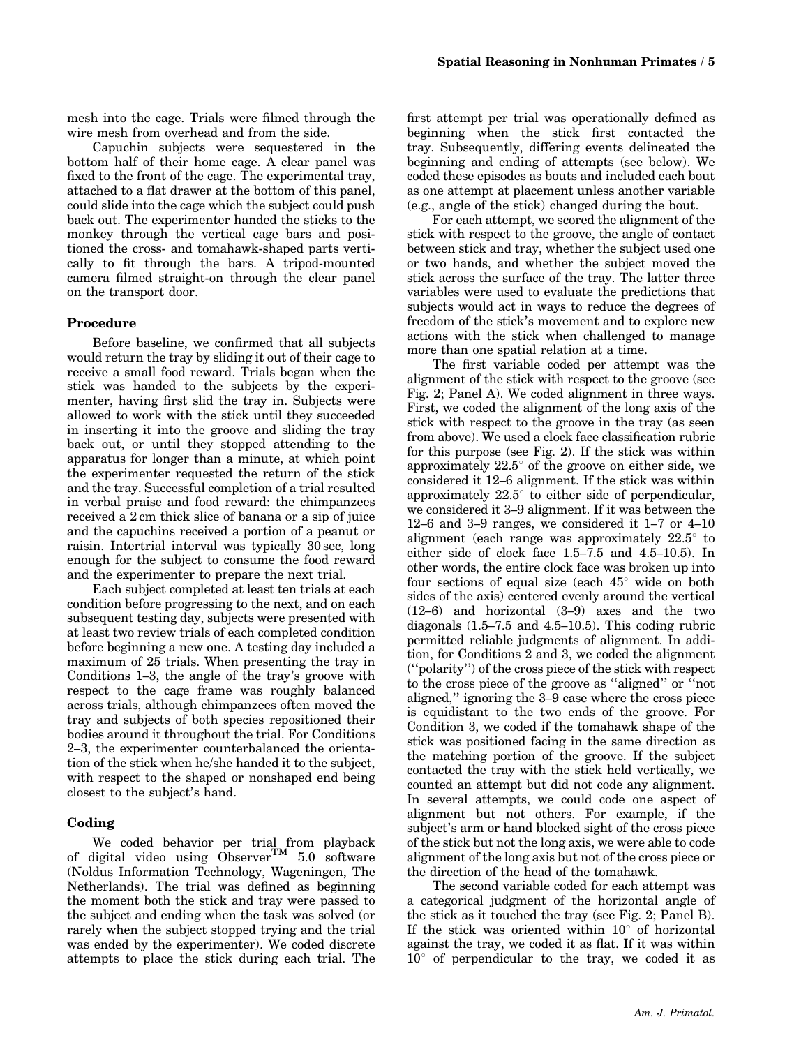mesh into the cage. Trials were filmed through the wire mesh from overhead and from the side.

Capuchin subjects were sequestered in the bottom half of their home cage. A clear panel was fixed to the front of the cage. The experimental tray, attached to a flat drawer at the bottom of this panel, could slide into the cage which the subject could push back out. The experimenter handed the sticks to the monkey through the vertical cage bars and positioned the cross- and tomahawk-shaped parts vertically to fit through the bars. A tripod-mounted camera filmed straight-on through the clear panel on the transport door.

### Procedure

Before baseline, we confirmed that all subjects would return the tray by sliding it out of their cage to receive a small food reward. Trials began when the stick was handed to the subjects by the experimenter, having first slid the tray in. Subjects were allowed to work with the stick until they succeeded in inserting it into the groove and sliding the tray back out, or until they stopped attending to the apparatus for longer than a minute, at which point the experimenter requested the return of the stick and the tray. Successful completion of a trial resulted in verbal praise and food reward: the chimpanzees received a 2 cm thick slice of banana or a sip of juice and the capuchins received a portion of a peanut or raisin. Intertrial interval was typically 30 sec, long enough for the subject to consume the food reward and the experimenter to prepare the next trial.

Each subject completed at least ten trials at each condition before progressing to the next, and on each subsequent testing day, subjects were presented with at least two review trials of each completed condition before beginning a new one. A testing day included a maximum of 25 trials. When presenting the tray in Conditions 1–3, the angle of the tray's groove with respect to the cage frame was roughly balanced across trials, although chimpanzees often moved the tray and subjects of both species repositioned their bodies around it throughout the trial. For Conditions 2–3, the experimenter counterbalanced the orientation of the stick when he/she handed it to the subject, with respect to the shaped or nonshaped end being closest to the subject's hand.

### Coding

We coded behavior per trial from playback of digital video using Observer™ 5.0 software (Noldus Information Technology, Wageningen, The Netherlands). The trial was defined as beginning the moment both the stick and tray were passed to the subject and ending when the task was solved (or rarely when the subject stopped trying and the trial was ended by the experimenter). We coded discrete attempts to place the stick during each trial. The first attempt per trial was operationally defined as beginning when the stick first contacted the tray. Subsequently, differing events delineated the beginning and ending of attempts (see below). We coded these episodes as bouts and included each bout as one attempt at placement unless another variable (e.g., angle of the stick) changed during the bout.

For each attempt, we scored the alignment of the stick with respect to the groove, the angle of contact between stick and tray, whether the subject used one or two hands, and whether the subject moved the stick across the surface of the tray. The latter three variables were used to evaluate the predictions that subjects would act in ways to reduce the degrees of freedom of the stick's movement and to explore new actions with the stick when challenged to manage more than one spatial relation at a time.

The first variable coded per attempt was the alignment of the stick with respect to the groove (see Fig. 2; Panel A). We coded alignment in three ways. First, we coded the alignment of the long axis of the stick with respect to the groove in the tray (as seen from above). We used a clock face classification rubric for this purpose (see Fig. 2). If the stick was within approximately 22.5° of the groove on either side, we considered it 12–6 alignment. If the stick was within approximately 22.5° to either side of perpendicular, we considered it 3–9 alignment. If it was between the 12–6 and 3–9 ranges, we considered it 1–7 or 4–10 alignment (each range was approximately 22.5° to either side of clock face 1.5–7.5 and 4.5–10.5). In other words, the entire clock face was broken up into four sections of equal size (each 45° wide on both sides of the axis) centered evenly around the vertical (12–6) and horizontal (3–9) axes and the two diagonals (1.5–7.5 and 4.5–10.5). This coding rubric permitted reliable judgments of alignment. In addition, for Conditions 2 and 3, we coded the alignment ("polarity") of the cross piece of the stick with respect to the cross piece of the groove as "aligned" or "not aligned," ignoring the 3–9 case where the cross piece is equidistant to the two ends of the groove. For Condition 3, we coded if the tomahawk shape of the stick was positioned facing in the same direction as the matching portion of the groove. If the subject contacted the tray with the stick held vertically, we counted an attempt but did not code any alignment. In several attempts, we could code one aspect of alignment but not others. For example, if the subject's arm or hand blocked sight of the cross piece of the stick but not the long axis, we were able to code alignment of the long axis but not of the cross piece or the direction of the head of the tomahawk.

The second variable coded for each attempt was a categorical judgment of the horizontal angle of the stick as it touched the tray (see Fig. 2; Panel B). If the stick was oriented within 10° of horizontal against the tray, we coded it as flat. If it was within 10° of perpendicular to the tray, we coded it as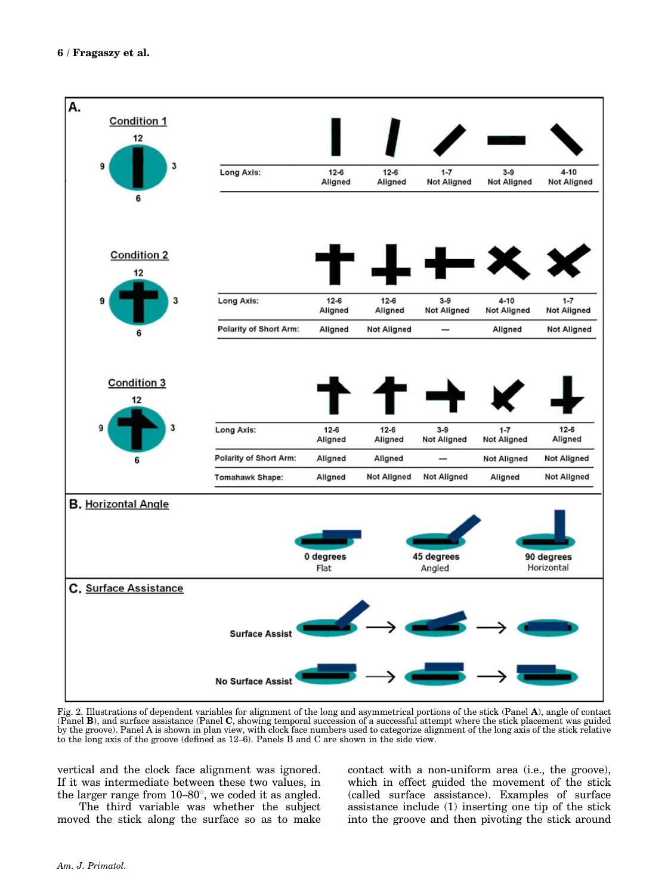| Condition 1 | | | | | |
|---|---|---|---|---|---|
| Long Axis: | 12-6 Aligned | 12-6 Aligned | 1-7 Not Aligned | 3-9 Not Aligned | 4-10 Not Aligned |

| Condition 2 | | | | | |
|---|---|---|---|---|---|
| Long Axis: | 12-6 Aligned | 12-6 Aligned | 3-9 Not Aligned | 4-10 Not Aligned | 1-7 Not Aligned |
| Polarity of Short Arm: | Aligned | Not Aligned | --- | Aligned | Not Aligned |

| Condition 3 | | | | | |
|---|---|---|---|---|---|
| Long Axis: | 12-6 Aligned | 12-6 Aligned | 3-9 Not Aligned | 1-7 Not Aligned | 12-6 Aligned |
| Polarity of Short Arm: | Aligned | Aligned | --- | Not Aligned | Not Aligned |
| Tomahawk Shape: | Aligned | Not Aligned | Not Aligned | Aligned | Not Aligned |

B. Horizontal Angle: 0 degrees Flat; 45 degrees Angled; 90 degrees Horizontal

C. Surface Assistance: Surface Assist; No Surface Assist

Fig. 2. Illustrations of dependent variables for alignment of the long and asymmetrical portions of the stick (Panel **A**), angle of contact (Panel **B**), and surface assistance (Panel **C**, showing temporal succession of a successful attempt where the stick placement was guided by the groove). Panel A is shown in plan view, with clock face numbers used to categorize alignment of the long axis of the stick relative to the long axis of the groove (defined as 12–6). Panels B and C are shown in the side view.

vertical and the clock face alignment was ignored. If it was intermediate between these two values, in the larger range from 10–80°, we coded it as angled.

The third variable was whether the subject moved the stick along the surface so as to make contact with a non-uniform area (i.e., the groove), which in effect guided the movement of the stick (called surface assistance). Examples of surface assistance include (1) inserting one tip of the stick into the groove and then pivoting the stick around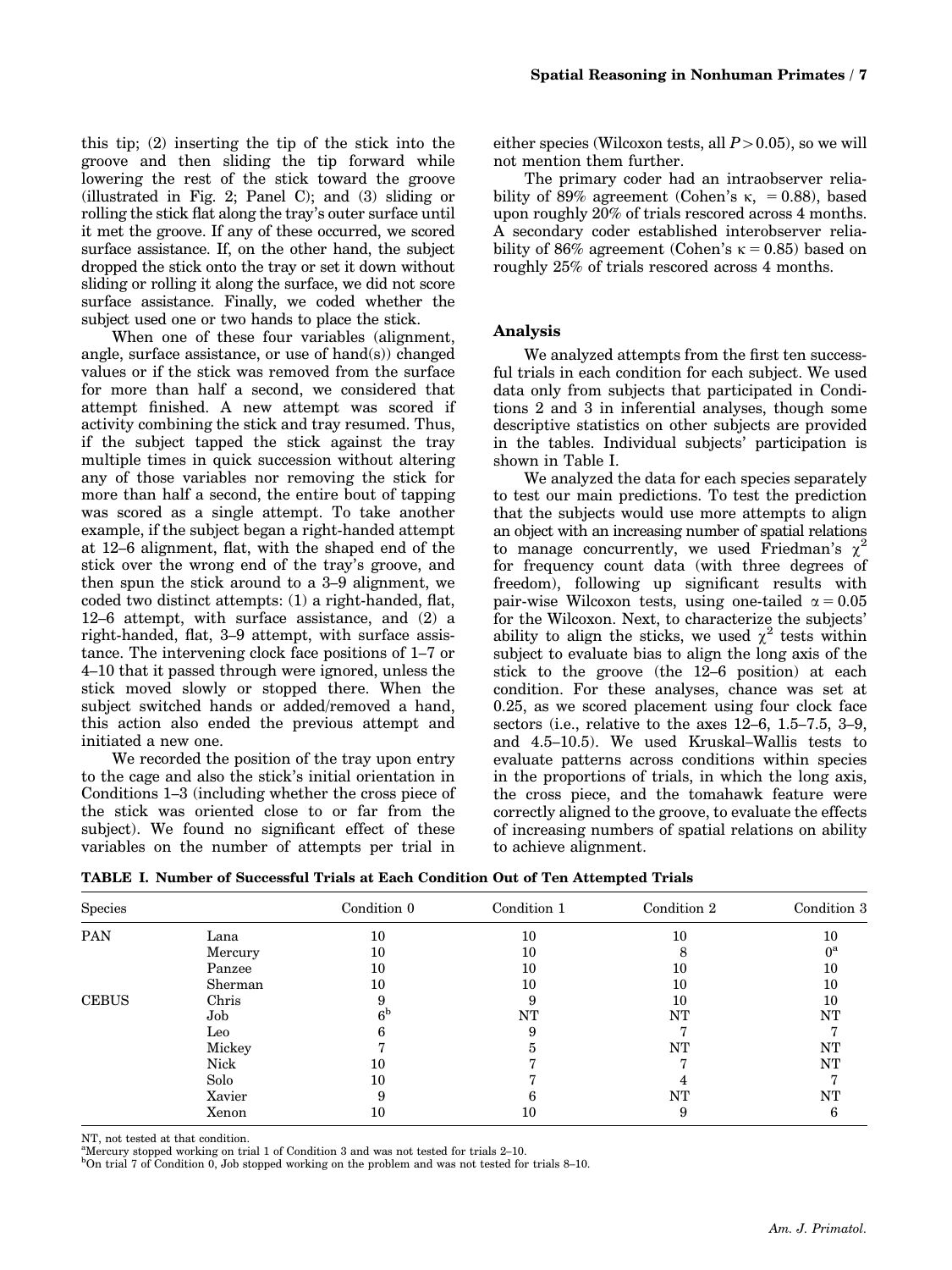this tip; (2) inserting the tip of the stick into the groove and then sliding the tip forward while lowering the rest of the stick toward the groove (illustrated in Fig. 2; Panel C); and (3) sliding or rolling the stick flat along the tray's outer surface until it met the groove. If any of these occurred, we scored surface assistance. If, on the other hand, the subject dropped the stick onto the tray or set it down without sliding or rolling it along the surface, we did not score surface assistance. Finally, we coded whether the subject used one or two hands to place the stick.

When one of these four variables (alignment, angle, surface assistance, or use of hand(s)) changed values or if the stick was removed from the surface for more than half a second, we considered that attempt finished. A new attempt was scored if activity combining the stick and tray resumed. Thus, if the subject tapped the stick against the tray multiple times in quick succession without altering any of those variables nor removing the stick for more than half a second, the entire bout of tapping was scored as a single attempt. To take another example, if the subject began a right-handed attempt at 12–6 alignment, flat, with the shaped end of the stick over the wrong end of the tray's groove, and then spun the stick around to a 3–9 alignment, we coded two distinct attempts: (1) a right-handed, flat, 12–6 attempt, with surface assistance, and (2) a right-handed, flat, 3–9 attempt, with surface assistance. The intervening clock face positions of 1–7 or 4–10 that it passed through were ignored, unless the stick moved slowly or stopped there. When the subject switched hands or added/removed a hand, this action also ended the previous attempt and initiated a new one.

We recorded the position of the tray upon entry to the cage and also the stick's initial orientation in Conditions 1–3 (including whether the cross piece of the stick was oriented close to or far from the subject). We found no significant effect of these variables on the number of attempts per trial in either species (Wilcoxon tests, all $P > 0.05$), so we will not mention them further.

The primary coder had an intraobserver reliability of 89% agreement (Cohen's $\kappa$, $= 0.88$), based upon roughly 20% of trials rescored across 4 months. A secondary coder established interobserver reliability of 86% agreement (Cohen's $\kappa = 0.85$) based on roughly 25% of trials rescored across 4 months.

### Analysis

We analyzed attempts from the first ten successful trials in each condition for each subject. We used data only from subjects that participated in Conditions 2 and 3 in inferential analyses, though some descriptive statistics on other subjects are provided in the tables. Individual subjects' participation is shown in Table I.

We analyzed the data for each species separately to test our main predictions. To test the prediction that the subjects would use more attempts to align an object with an increasing number of spatial relations to manage concurrently, we used Friedman's $\chi^2$ for frequency count data (with three degrees of freedom), following up significant results with pair-wise Wilcoxon tests, using one-tailed $\alpha = 0.05$ for the Wilcoxon. Next, to characterize the subjects' ability to align the sticks, we used $\chi^2$ tests within subject to evaluate bias to align the long axis of the stick to the groove (the 12–6 position) at each condition. For these analyses, chance was set at 0.25, as we scored placement using four clock face sectors (i.e., relative to the axes 12–6, 1.5–7.5, 3–9, and 4.5–10.5). We used Kruskal–Wallis tests to evaluate patterns across conditions within species in the proportions of trials, in which the long axis, the cross piece, and the tomahawk feature were correctly aligned to the groove, to evaluate the effects of increasing numbers of spatial relations on ability to achieve alignment.

**TABLE I. Number of Successful Trials at Each Condition Out of Ten Attempted Trials**

| Species | | Condition 0 | Condition 1 | Condition 2 | Condition 3 |
|---|---|---|---|---|---|
| PAN | Lana | 10 | 10 | 10 | 10 |
| | Mercury | 10 | 10 | 8 | 0[a] |
| | Panzee | 10 | 10 | 10 | 10 |
| | Sherman | 10 | 10 | 10 | 10 |
| CEBUS | Chris | 9 | 9 | 10 | 10 |
| | Job | 6[b] | NT | NT | NT |
| | Leo | 6 | 9 | 7 | 7 |
| | Mickey | 7 | 5 | NT | NT |
| | Nick | 10 | 7 | 7 | NT |
| | Solo | 10 | 7 | 4 | 7 |
| | Xavier | 9 | 6 | NT | NT |
| | Xenon | 10 | 10 | 9 | 6 |

NT, not tested at that condition.
[a]Mercury stopped working on trial 1 of Condition 3 and was not tested for trials 2–10.
[b]On trial 7 of Condition 0, Job stopped working on the problem and was not tested for trials 8–10.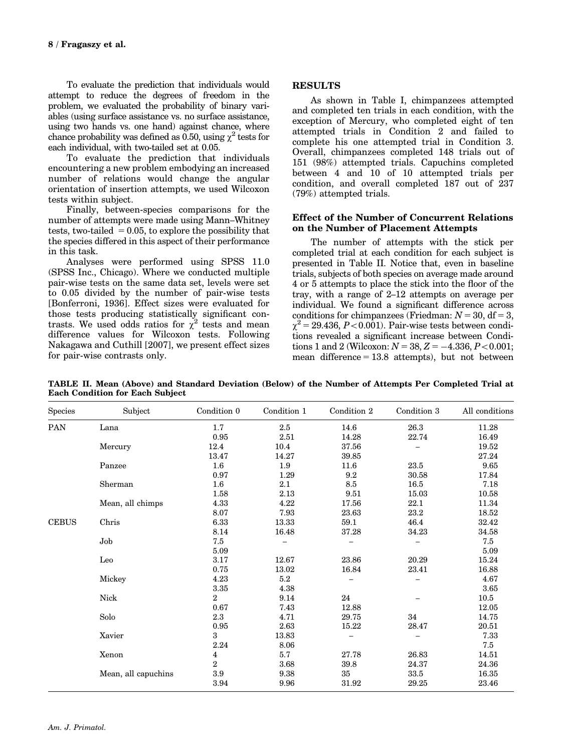To evaluate the prediction that individuals would attempt to reduce the degrees of freedom in the problem, we evaluated the probability of binary variables (using surface assistance vs. no surface assistance, using two hands vs. one hand) against chance, where chance probability was defined as 0.50, using $\chi^2$ tests for each individual, with two-tailed set at 0.05.

To evaluate the prediction that individuals encountering a new problem embodying an increased number of relations would change the angular orientation of insertion attempts, we used Wilcoxon tests within subject.

Finally, between-species comparisons for the number of attempts were made using Mann–Whitney tests, two-tailed $= 0.05$, to explore the possibility that the species differed in this aspect of their performance in this task.

Analyses were performed using SPSS 11.0 (SPSS Inc., Chicago). Where we conducted multiple pair-wise tests on the same data set, levels were set to 0.05 divided by the number of pair-wise tests [Bonferroni, 1936]. Effect sizes were evaluated for those tests producing statistically significant contrasts. We used odds ratios for $\chi^2$ tests and mean difference values for Wilcoxon tests. Following Nakagawa and Cuthill [2007], we present effect sizes for pair-wise contrasts only.

## RESULTS

As shown in Table I, chimpanzees attempted and completed ten trials in each condition, with the exception of Mercury, who completed eight of ten attempted trials in Condition 2 and failed to complete his one attempted trial in Condition 3. Overall, chimpanzees completed 148 trials out of 151 (98%) attempted trials. Capuchins completed between 4 and 10 of 10 attempted trials per condition, and overall completed 187 out of 237 (79%) attempted trials.

### Effect of the Number of Concurrent Relations on the Number of Placement Attempts

The number of attempts with the stick per completed trial at each condition for each subject is presented in Table II. Notice that, even in baseline trials, subjects of both species on average made around 4 or 5 attempts to place the stick into the floor of the tray, with a range of 2–12 attempts on average per individual. We found a significant difference across conditions for chimpanzees (Friedman: $N = 30$, df $= 3$, $\chi^2 = 29.436$, $P < 0.001$). Pair-wise tests between conditions revealed a significant increase between Conditions 1 and 2 (Wilcoxon: $N = 38$, $Z = -4.336$, $P < 0.001$; mean difference $= 13.8$ attempts), but not between

**TABLE II. Mean (Above) and Standard Deviation (Below) of the Number of Attempts Per Completed Trial at Each Condition for Each Subject**

| Species | Subject | Condition 0 | Condition 1 | Condition 2 | Condition 3 | All conditions |
|---|---|---|---|---|---|---|
| PAN | Lana | 1.7 | 2.5 | 14.6 | 26.3 | 11.28 |
| | | 0.95 | 2.51 | 14.28 | 22.74 | 16.49 |
| | Mercury | 12.4 | 10.4 | 37.56 | – | 19.52 |
| | | 13.47 | 14.27 | 39.85 | | 27.24 |
| | Panzee | 1.6 | 1.9 | 11.6 | 23.5 | 9.65 |
| | | 0.97 | 1.29 | 9.2 | 30.58 | 17.84 |
| | Sherman | 1.6 | 2.1 | 8.5 | 16.5 | 7.18 |
| | | 1.58 | 2.13 | 9.51 | 15.03 | 10.58 |
| | Mean, all chimps | 4.33 | 4.22 | 17.56 | 22.1 | 11.34 |
| | | 8.07 | 7.93 | 23.63 | 23.2 | 18.52 |
| CEBUS | Chris | 6.33 | 13.33 | 59.1 | 46.4 | 32.42 |
| | | 8.14 | 16.48 | 37.28 | 34.23 | 34.58 |
| | Job | 7.5 | – | – | – | 7.5 |
| | | 5.09 | | | | 5.09 |
| | Leo | 3.17 | 12.67 | 23.86 | 20.29 | 15.24 |
| | | 0.75 | 13.02 | 16.84 | 23.41 | 16.88 |
| | Mickey | 4.23 | 5.2 | – | – | 4.67 |
| | | 3.35 | 4.38 | | | 3.65 |
| | Nick | 2 | 9.14 | 24 | – | 10.5 |
| | | 0.67 | 7.43 | 12.88 | | 12.05 |
| | Solo | 2.3 | 4.71 | 29.75 | 34 | 14.75 |
| | | 0.95 | 2.63 | 15.22 | 28.47 | 20.51 |
| | Xavier | 3 | 13.83 | – | – | 7.33 |
| | | 2.24 | 8.06 | | | 7.5 |
| | Xenon | 4 | 5.7 | 27.78 | 26.83 | 14.51 |
| | | 2 | 3.68 | 39.8 | 24.37 | 24.36 |
| | Mean, all capuchins | 3.9 | 9.38 | 35 | 33.5 | 16.35 |
| | | 3.94 | 9.96 | 31.92 | 29.25 | 23.46 |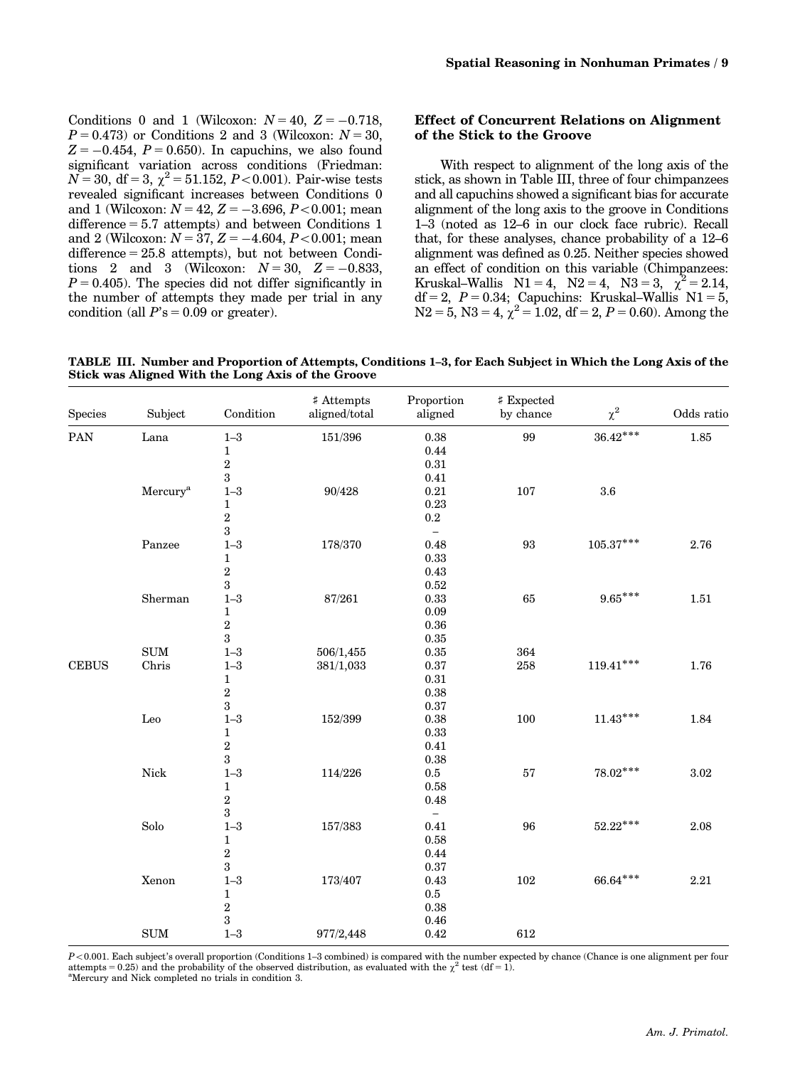Conditions 0 and 1 (Wilcoxon: $N = 40$, $Z = -0.718$, $P = 0.473$) or Conditions 2 and 3 (Wilcoxon: $N = 30$, $Z = -0.454$, $P = 0.650$). In capuchins, we also found significant variation across conditions (Friedman: $N = 30$, df $= 3$, $\chi^2 = 51.152$, $P < 0.001$). Pair-wise tests revealed significant increases between Conditions 0 and 1 (Wilcoxon: $N = 42$, $Z = -3.696$, $P < 0.001$; mean difference = 5.7 attempts) and between Conditions 1 and 2 (Wilcoxon: $N = 37$, $Z = -4.604$, $P < 0.001$; mean difference = 25.8 attempts), but not between Conditions 2 and 3 (Wilcoxon: $N = 30$, $Z = -0.833$, $P = 0.405$). The species did not differ significantly in the number of attempts they made per trial in any condition (all $P$'s = 0.09 or greater).

### Effect of Concurrent Relations on Alignment of the Stick to the Groove

With respect to alignment of the long axis of the stick, as shown in Table III, three of four chimpanzees and all capuchins showed a significant bias for accurate alignment of the long axis to the groove in Conditions 1–3 (noted as 12–6 in our clock face rubric). Recall that, for these analyses, chance probability of a 12–6 alignment was defined as 0.25. Neither species showed an effect of condition on this variable (Chimpanzees: Kruskal–Wallis $N1 = 4$, $N2 = 4$, $N3 = 3$, $\chi^2 = 2.14$, df $= 2$, $P = 0.34$; Capuchins: Kruskal–Wallis $N1 = 5$, $N2 = 5$, $N3 = 4$, $\chi^2 = 1.02$, df $= 2$, $P = 0.60$). Among the

**TABLE III. Number and Proportion of Attempts, Conditions 1–3, for Each Subject in Which the Long Axis of the Stick was Aligned With the Long Axis of the Groove**

| Species | Subject | Condition | # Attempts aligned/total | Proportion aligned | # Expected by chance | $\chi^2$ | Odds ratio |
|---|---|---|---|---|---|---|---|
| PAN | Lana | 1–3 | 151/396 | 0.38 | 99 | 36.42*** | 1.85 |
| | | 1 | | 0.44 | | | |
| | | 2 | | 0.31 | | | |
| | | 3 | | 0.41 | | | |
| | Mercury[a] | 1–3 | 90/428 | 0.21 | 107 | 3.6 | |
| | | 1 | | 0.23 | | | |
| | | 2 | | 0.2 | | | |
| | | 3 | | – | | | |
| | Panzee | 1–3 | 178/370 | 0.48 | 93 | 105.37*** | 2.76 |
| | | 1 | | 0.33 | | | |
| | | 2 | | 0.43 | | | |
| | | 3 | | 0.52 | | | |
| | Sherman | 1–3 | 87/261 | 0.33 | 65 | 9.65*** | 1.51 |
| | | 1 | | 0.09 | | | |
| | | 2 | | 0.36 | | | |
| | | 3 | | 0.35 | | | |
| | SUM | 1–3 | 506/1,455 | 0.35 | 364 | | |
| CEBUS | Chris | 1–3 | 381/1,033 | 0.37 | 258 | 119.41*** | 1.76 |
| | | 1 | | 0.31 | | | |
| | | 2 | | 0.38 | | | |
| | | 3 | | 0.37 | | | |
| | Leo | 1–3 | 152/399 | 0.38 | 100 | 11.43*** | 1.84 |
| | | 1 | | 0.33 | | | |
| | | 2 | | 0.41 | | | |
| | | 3 | | 0.38 | | | |
| | Nick | 1–3 | 114/226 | 0.5 | 57 | 78.02*** | 3.02 |
| | | 1 | | 0.58 | | | |
| | | 2 | | 0.48 | | | |
| | | 3 | | – | | | |
| | Solo | 1–3 | 157/383 | 0.41 | 96 | 52.22*** | 2.08 |
| | | 1 | | 0.58 | | | |
| | | 2 | | 0.44 | | | |
| | | 3 | | 0.37 | | | |
| | Xenon | 1–3 | 173/407 | 0.43 | 102 | 66.64*** | 2.21 |
| | | 1 | | 0.5 | | | |
| | | 2 | | 0.38 | | | |
| | | 3 | | 0.46 | | | |
| | SUM | 1–3 | 977/2,448 | 0.42 | 612 | | |

$P < 0.001$. Each subject's overall proportion (Conditions 1–3 combined) is compared with the number expected by chance (Chance is one alignment per four attempts = 0.25) and the probability of the observed distribution, as evaluated with the $\chi^2$ test (df = 1).
[a]Mercury and Nick completed no trials in condition 3.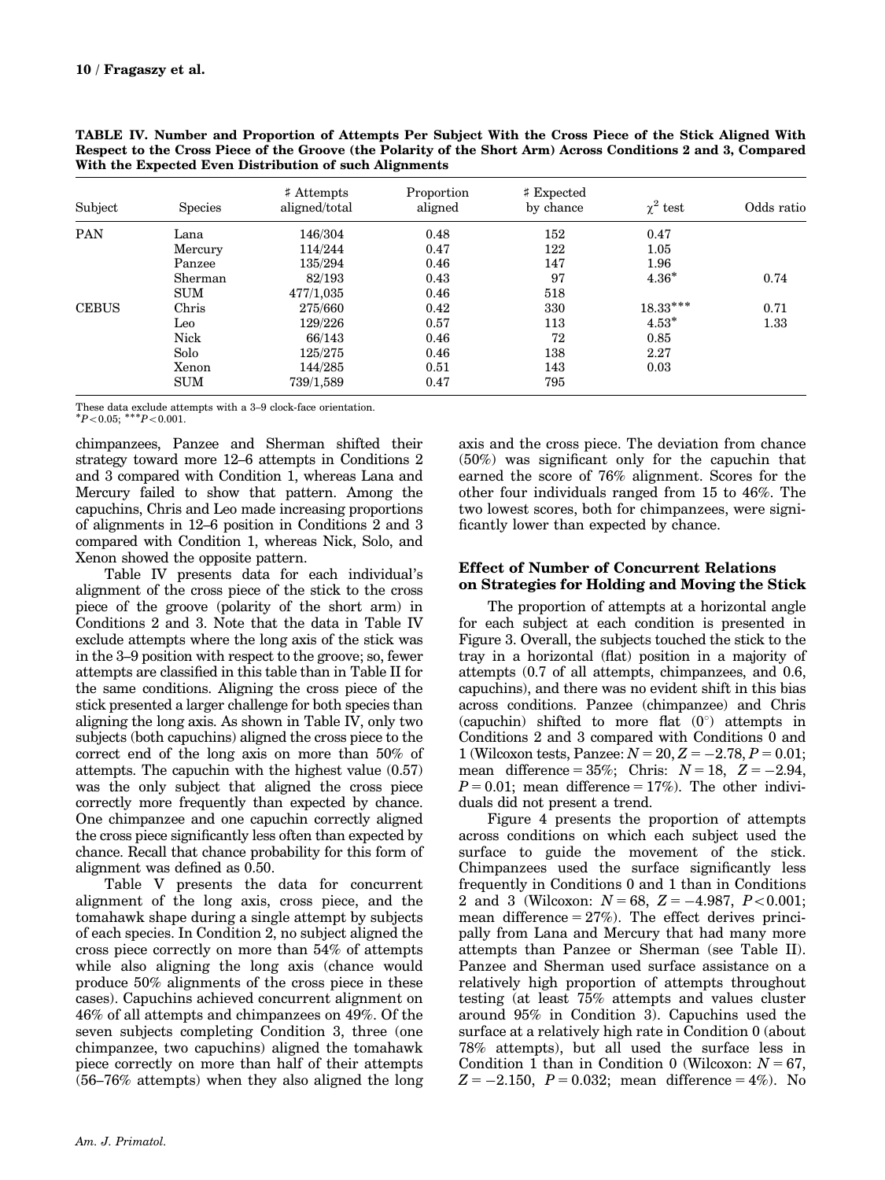**TABLE IV. Number and Proportion of Attempts Per Subject With the Cross Piece of the Stick Aligned With Respect to the Cross Piece of the Groove (the Polarity of the Short Arm) Across Conditions 2 and 3, Compared With the Expected Even Distribution of such Alignments**

| Subject | Species | # Attempts aligned/total | Proportion aligned | # Expected by chance | $\chi^2$ test | Odds ratio |
|---|---|---|---|---|---|---|
| PAN | Lana | 146/304 | 0.48 | 152 | 0.47 | |
| | Mercury | 114/244 | 0.47 | 122 | 1.05 | |
| | Panzee | 135/294 | 0.46 | 147 | 1.96 | |
| | Sherman | 82/193 | 0.43 | 97 | 4.36* | 0.74 |
| | SUM | 477/1,035 | 0.46 | 518 | | |
| CEBUS | Chris | 275/660 | 0.42 | 330 | 18.33*** | 0.71 |
| | Leo | 129/226 | 0.57 | 113 | 4.53* | 1.33 |
| | Nick | 66/143 | 0.46 | 72 | 0.85 | |
| | Solo | 125/275 | 0.46 | 138 | 2.27 | |
| | Xenon | 144/285 | 0.51 | 143 | 0.03 | |
| | SUM | 739/1,589 | 0.47 | 795 | | |

These data exclude attempts with a 3–9 clock-face orientation.
*$P<0.05$; ***$P<0.001$.

chimpanzees, Panzee and Sherman shifted their strategy toward more 12–6 attempts in Conditions 2 and 3 compared with Condition 1, whereas Lana and Mercury failed to show that pattern. Among the capuchins, Chris and Leo made increasing proportions of alignments in 12–6 position in Conditions 2 and 3 compared with Condition 1, whereas Nick, Solo, and Xenon showed the opposite pattern.

Table IV presents data for each individual's alignment of the cross piece of the stick to the cross piece of the groove (polarity of the short arm) in Conditions 2 and 3. Note that the data in Table IV exclude attempts where the long axis of the stick was in the 3–9 position with respect to the groove; so, fewer attempts are classified in this table than in Table II for the same conditions. Aligning the cross piece of the stick presented a larger challenge for both species than aligning the long axis. As shown in Table IV, only two subjects (both capuchins) aligned the cross piece to the correct end of the long axis on more than 50% of attempts. The capuchin with the highest value (0.57) was the only subject that aligned the cross piece correctly more frequently than expected by chance. One chimpanzee and one capuchin correctly aligned the cross piece significantly less often than expected by chance. Recall that chance probability for this form of alignment was defined as 0.50.

Table V presents the data for concurrent alignment of the long axis, cross piece, and the tomahawk shape during a single attempt by subjects of each species. In Condition 2, no subject aligned the cross piece correctly on more than 54% of attempts while also aligning the long axis (chance would produce 50% alignments of the cross piece in these cases). Capuchins achieved concurrent alignment on 46% of all attempts and chimpanzees on 49%. Of the seven subjects completing Condition 3, three (one chimpanzee, two capuchins) aligned the tomahawk piece correctly on more than half of their attempts (56–76% attempts) when they also aligned the long axis and the cross piece. The deviation from chance (50%) was significant only for the capuchin that earned the score of 76% alignment. Scores for the other four individuals ranged from 15 to 46%. The two lowest scores, both for chimpanzees, were significantly lower than expected by chance.

### Effect of Number of Concurrent Relations on Strategies for Holding and Moving the Stick

The proportion of attempts at a horizontal angle for each subject at each condition is presented in Figure 3. Overall, the subjects touched the stick to the tray in a horizontal (flat) position in a majority of attempts (0.7 of all attempts, chimpanzees, and 0.6, capuchins), and there was no evident shift in this bias across conditions. Panzee (chimpanzee) and Chris (capuchin) shifted to more flat (0°) attempts in Conditions 2 and 3 compared with Conditions 0 and 1 (Wilcoxon tests, Panzee: $N=20$, $Z=-2.78$, $P=0.01$; mean difference = 35%; Chris: $N=18$, $Z=-2.94$, $P=0.01$; mean difference = 17%). The other individuals did not present a trend.

Figure 4 presents the proportion of attempts across conditions on which each subject used the surface to guide the movement of the stick. Chimpanzees used the surface significantly less frequently in Conditions 0 and 1 than in Conditions 2 and 3 (Wilcoxon: $N=68$, $Z=-4.987$, $P<0.001$; mean difference = 27%). The effect derives principally from Lana and Mercury that had many more attempts than Panzee or Sherman (see Table II). Panzee and Sherman used surface assistance on a relatively high proportion of attempts throughout testing (at least 75% attempts and values cluster around 95% in Condition 3). Capuchins used the surface at a relatively high rate in Condition 0 (about 78% attempts), but all used the surface less in Condition 1 than in Condition 0 (Wilcoxon: $N=67$, $Z=-2.150$, $P=0.032$; mean difference = 4%). No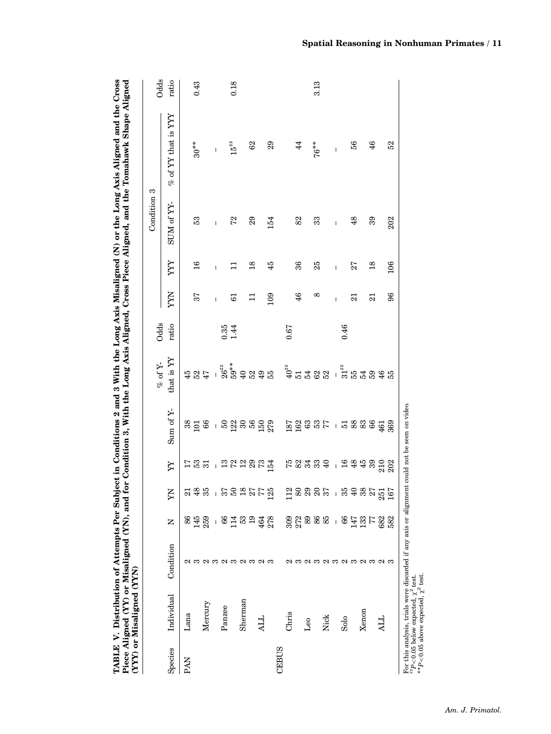**TABLE V. Distribution of Attempts Per Subject in Conditions 2 and 3 With the Long Axis Misaligned (N) or the Long Axis Aligned and the Cross Piece Aligned (YY) or Misaligned (YN), and for Condition 3, With the Long Axis Aligned, Cross Piece Aligned, and the Tomahawk Shape Aligned (YYY) or Misaligned (YYN)**

| Species | Individual | Condition | N | YN | YY | Sum of Y- | % of Y- that is YY | Odds ratio | Condition 3 YYN | YYY | SUM of YY- | % of YY that is YYY | Odds ratio |
|---|---|---|---|---|---|---|---|---|---|---|---|---|---|
| PAN | Lana | 2 | 86 | 21 | 17 | 38 | 45 | | | | | | |
| | | 3 | 145 | 48 | 53 | 101 | 52 | | 37 | 16 | 53 | 30** | 0.43 |
| | Mercury | 2 | 259 | 35 | 31 | 66 | 47 | | | | | | |
| | | 3 | – | – | – | – | – | | – | – | – | – | |
| | Panzee | 2 | 66 | 37 | 13 | 50 | 26♯♯ | 0.35 | | | | | |
| | | 3 | 114 | 50 | 72 | 122 | 59** | 1.44 | 61 | 11 | 72 | 15♯♯ | 0.18 |
| | Sherman | 2 | 53 | 18 | 12 | 30 | 40 | | | | | | |
| | | 3 | 19 | 27 | 29 | 56 | 52 | | 11 | 18 | 29 | 62 | |
| | ALL | 2 | 464 | 77 | 73 | 150 | 49 | | | | | | |
| | | 3 | 278 | 125 | 154 | 279 | 55 | | 109 | 45 | 154 | 29 | |
| CEBUS | | | | | | | | | | | | | |
| | Chris | 2 | 309 | 112 | 75 | 187 | 40♯♯ | 0.67 | | | | | |
| | | 3 | 272 | 80 | 82 | 162 | 51 | | 46 | 36 | 82 | 44 | |
| | Leo | 2 | 89 | 29 | 34 | 63 | 54 | | | | | | |
| | | 3 | 86 | 20 | 33 | 53 | 62 | | 8 | 25 | 33 | 76** | 3.13 |
| | Nick | 2 | 85 | 37 | 40 | 77 | 52 | | | | | | |
| | | 3 | – | – | – | – | – | | – | – | – | – | |
| | Solo | 2 | 66 | 35 | 16 | 51 | 31♯♯ | 0.46 | | | | | |
| | | 3 | 147 | 40 | 48 | 88 | 55 | | 21 | 27 | 48 | 56 | |
| | Xenon | 2 | 133 | 38 | 45 | 83 | 54 | | | | | | |
| | | 3 | 77 | 27 | 39 | 66 | 59 | | 21 | 18 | 39 | 46 | |
| | ALL | 2 | 682 | 251 | 210 | 461 | 46 | | | | | | |
| | | 3 | 582 | 167 | 202 | 369 | 55 | | 96 | 106 | 202 | 52 | |

For this analysis, trials were discarded if any axis or alignment could not be seen on video.
♯♯$P < 0.05$ below expected, $\chi^2$ test.
**$P < 0.05$ above expected, $\chi^2$ test.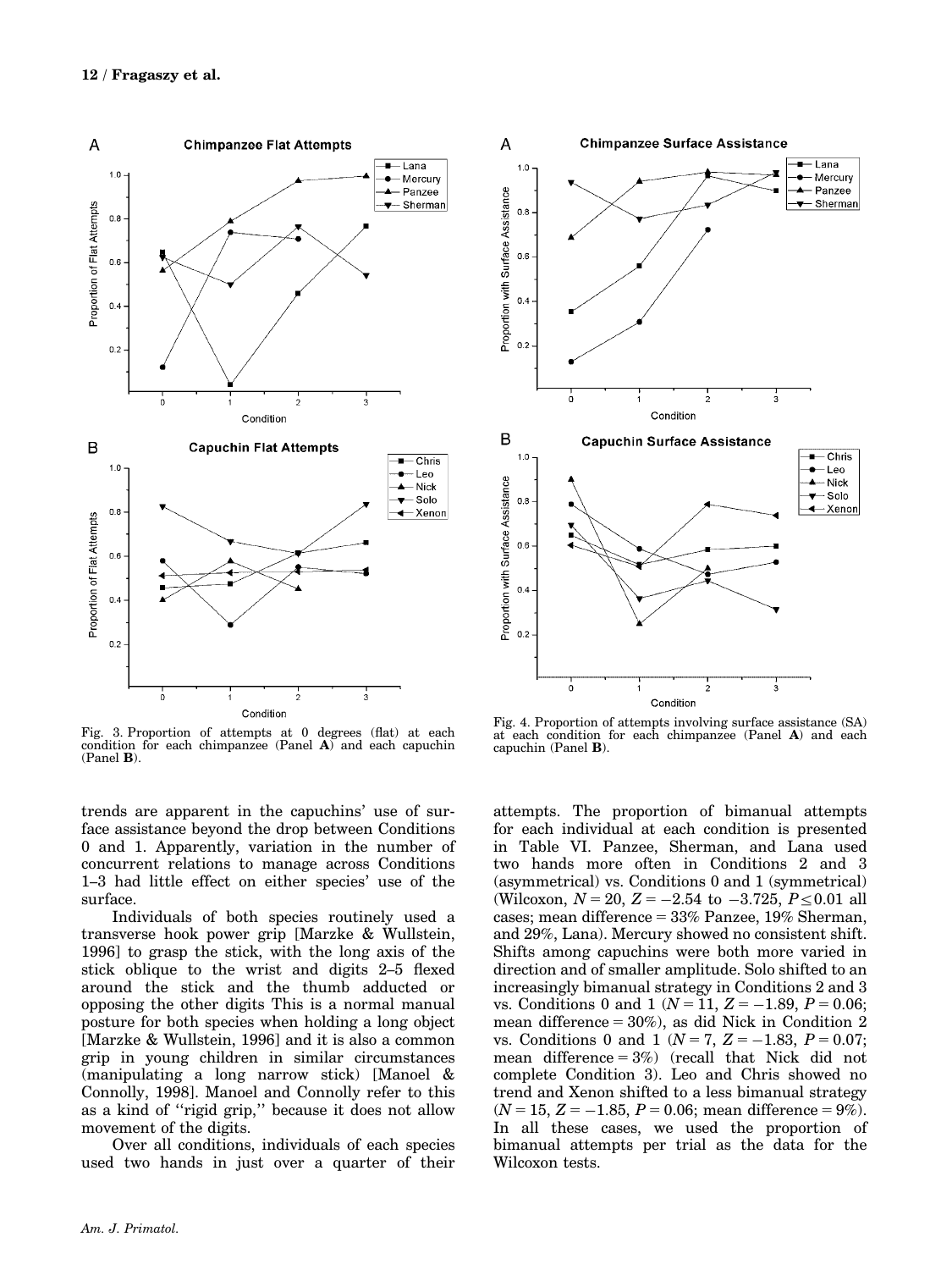Fig. 3. Proportion of attempts at 0 degrees (flat) at each condition for each chimpanzee (Panel **A**) and each capuchin (Panel **B**).

Fig. 4. Proportion of attempts involving surface assistance (SA) at each condition for each chimpanzee (Panel **A**) and each capuchin (Panel **B**).

trends are apparent in the capuchins' use of surface assistance beyond the drop between Conditions 0 and 1. Apparently, variation in the number of concurrent relations to manage across Conditions 1–3 had little effect on either species' use of the surface.

Individuals of both species routinely used a transverse hook power grip [Marzke & Wullstein, 1996] to grasp the stick, with the long axis of the stick oblique to the wrist and digits 2–5 flexed around the stick and the thumb adducted or opposing the other digits This is a normal manual posture for both species when holding a long object [Marzke & Wullstein, 1996] and it is also a common grip in young children in similar circumstances (manipulating a long narrow stick) [Manoel & Connolly, 1998]. Manoel and Connolly refer to this as a kind of ''rigid grip,'' because it does not allow movement of the digits.

Over all conditions, individuals of each species used two hands in just over a quarter of their attempts. The proportion of bimanual attempts for each individual at each condition is presented in Table VI. Panzee, Sherman, and Lana used two hands more often in Conditions 2 and 3 (asymmetrical) vs. Conditions 0 and 1 (symmetrical) (Wilcoxon, $N = 20$, $Z = -2.54$ to $-3.725$, $P \leq 0.01$ all cases; mean difference = 33% Panzee, 19% Sherman, and 29%, Lana). Mercury showed no consistent shift. Shifts among capuchins were both more varied in direction and of smaller amplitude. Solo shifted to an increasingly bimanual strategy in Conditions 2 and 3 vs. Conditions 0 and 1 ($N = 11$, $Z = -1.89$, $P = 0.06$; mean difference = 30%), as did Nick in Condition 2 vs. Conditions 0 and 1 ($N = 7$, $Z = -1.83$, $P = 0.07$; mean difference = 3%) (recall that Nick did not complete Condition 3). Leo and Chris showed no trend and Xenon shifted to a less bimanual strategy ($N = 15$, $Z = -1.85$, $P = 0.06$; mean difference = 9%). In all these cases, we used the proportion of bimanual attempts per trial as the data for the Wilcoxon tests.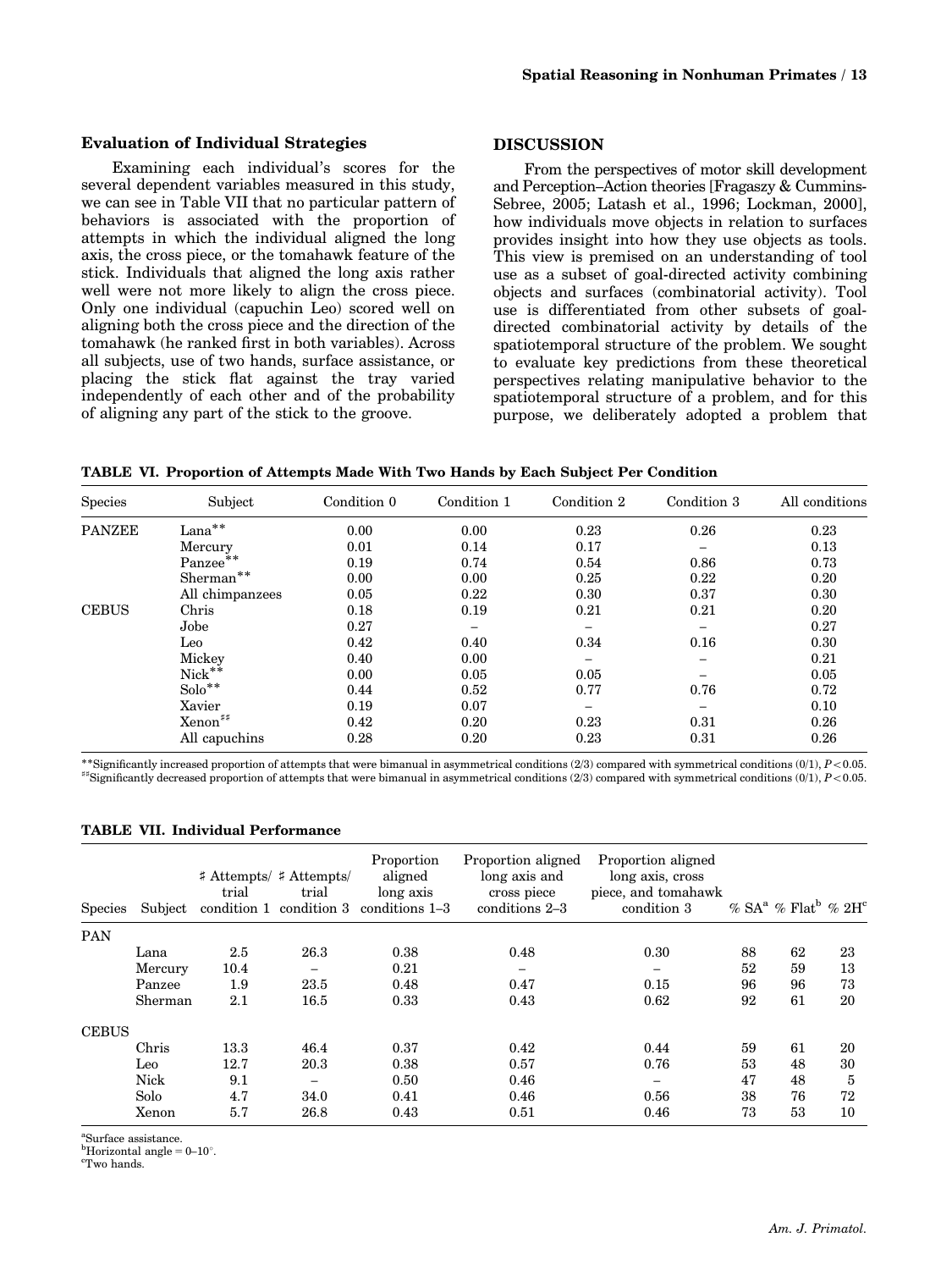### Evaluation of Individual Strategies

Examining each individual's scores for the several dependent variables measured in this study, we can see in Table VII that no particular pattern of behaviors is associated with the proportion of attempts in which the individual aligned the long axis, the cross piece, or the tomahawk feature of the stick. Individuals that aligned the long axis rather well were not more likely to align the cross piece. Only one individual (capuchin Leo) scored well on aligning both the cross piece and the direction of the tomahawk (he ranked first in both variables). Across all subjects, use of two hands, surface assistance, or placing the stick flat against the tray varied independently of each other and of the probability of aligning any part of the stick to the groove.

## DISCUSSION

From the perspectives of motor skill development and Perception–Action theories [Fragaszy & Cummins-Sebree, 2005; Latash et al., 1996; Lockman, 2000], how individuals move objects in relation to surfaces provides insight into how they use objects as tools. This view is premised on an understanding of tool use as a subset of goal-directed activity combining objects and surfaces (combinatorial activity). Tool use is differentiated from other subsets of goal-directed combinatorial activity by details of the spatiotemporal structure of the problem. We sought to evaluate key predictions from these theoretical perspectives relating manipulative behavior to the spatiotemporal structure of a problem, and for this purpose, we deliberately adopted a problem that

**TABLE VI. Proportion of Attempts Made With Two Hands by Each Subject Per Condition**

| Species | Subject | Condition 0 | Condition 1 | Condition 2 | Condition 3 | All conditions |
|---|---|---|---|---|---|---|
| PANZEE | Lana** | 0.00 | 0.00 | 0.23 | 0.26 | 0.23 |
| | Mercury | 0.01 | 0.14 | 0.17 | – | 0.13 |
| | Panzee** | 0.19 | 0.74 | 0.54 | 0.86 | 0.73 |
| | Sherman** | 0.00 | 0.00 | 0.25 | 0.22 | 0.20 |
| | All chimpanzees | 0.05 | 0.22 | 0.30 | 0.37 | 0.30 |
| CEBUS | Chris | 0.18 | 0.19 | 0.21 | 0.21 | 0.20 |
| | Jobe | 0.27 | – | – | – | 0.27 |
| | Leo | 0.42 | 0.40 | 0.34 | 0.16 | 0.30 |
| | Mickey | 0.40 | 0.00 | – | – | 0.21 |
| | Nick** | 0.00 | 0.05 | 0.05 | – | 0.05 |
| | Solo** | 0.44 | 0.52 | 0.77 | 0.76 | 0.72 |
| | Xavier | 0.19 | 0.07 | – | – | 0.10 |
| | Xenon♯♯ | 0.42 | 0.20 | 0.23 | 0.31 | 0.26 |
| | All capuchins | 0.28 | 0.20 | 0.23 | 0.31 | 0.26 |

**Significantly increased proportion of attempts that were bimanual in asymmetrical conditions (2/3) compared with symmetrical conditions (0/1), $P < 0.05$.
♯♯Significantly decreased proportion of attempts that were bimanual in asymmetrical conditions (2/3) compared with symmetrical conditions (0/1), $P < 0.05$.

**TABLE VII. Individual Performance**

| Species | Subject | ♯ Attempts/ trial condition 1 | ♯ Attempts/ trial condition 3 | Proportion aligned long axis conditions 1–3 | Proportion aligned long axis and cross piece conditions 2–3 | Proportion aligned long axis, cross piece, and tomahawk condition 3 | % SA[a] | % Flat[b] | % 2H[c] |
|---|---|---|---|---|---|---|---|---|---|
| PAN | | | | | | | | | |
| | Lana | 2.5 | 26.3 | 0.38 | 0.48 | 0.30 | 88 | 62 | 23 |
| | Mercury | 10.4 | – | 0.21 | – | – | 52 | 59 | 13 |
| | Panzee | 1.9 | 23.5 | 0.48 | 0.47 | 0.15 | 96 | 96 | 73 |
| | Sherman | 2.1 | 16.5 | 0.33 | 0.43 | 0.62 | 92 | 61 | 20 |
| CEBUS | | | | | | | | | |
| | Chris | 13.3 | 46.4 | 0.37 | 0.42 | 0.44 | 59 | 61 | 20 |
| | Leo | 12.7 | 20.3 | 0.38 | 0.57 | 0.76 | 53 | 48 | 30 |
| | Nick | 9.1 | – | 0.50 | 0.46 | – | 47 | 48 | 5 |
| | Solo | 4.7 | 34.0 | 0.41 | 0.46 | 0.56 | 38 | 76 | 72 |
| | Xenon | 5.7 | 26.8 | 0.43 | 0.51 | 0.46 | 73 | 53 | 10 |

[a]Surface assistance.
[b]Horizontal angle = 0–10°.
[c]Two hands.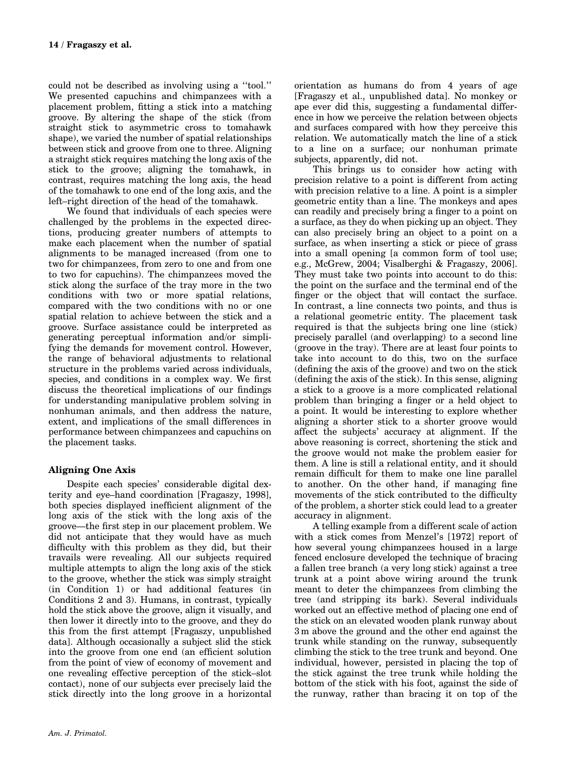could not be described as involving using a ''tool.'' We presented capuchins and chimpanzees with a placement problem, fitting a stick into a matching groove. By altering the shape of the stick (from straight stick to asymmetric cross to tomahawk shape), we varied the number of spatial relationships between stick and groove from one to three. Aligning a straight stick requires matching the long axis of the stick to the groove; aligning the tomahawk, in contrast, requires matching the long axis, the head of the tomahawk to one end of the long axis, and the left–right direction of the head of the tomahawk.

We found that individuals of each species were challenged by the problems in the expected directions, producing greater numbers of attempts to make each placement when the number of spatial alignments to be managed increased (from one to two for chimpanzees, from zero to one and from one to two for capuchins). The chimpanzees moved the stick along the surface of the tray more in the two conditions with two or more spatial relations, compared with the two conditions with no or one spatial relation to achieve between the stick and a groove. Surface assistance could be interpreted as generating perceptual information and/or simplifying the demands for movement control. However, the range of behavioral adjustments to relational structure in the problems varied across individuals, species, and conditions in a complex way. We first discuss the theoretical implications of our findings for understanding manipulative problem solving in nonhuman animals, and then address the nature, extent, and implications of the small differences in performance between chimpanzees and capuchins on the placement tasks.

## Aligning One Axis

Despite each species' considerable digital dexterity and eye–hand coordination [Fragaszy, 1998], both species displayed inefficient alignment of the long axis of the stick with the long axis of the groove—the first step in our placement problem. We did not anticipate that they would have as much difficulty with this problem as they did, but their travails were revealing. All our subjects required multiple attempts to align the long axis of the stick to the groove, whether the stick was simply straight (in Condition 1) or had additional features (in Conditions 2 and 3). Humans, in contrast, typically hold the stick above the groove, align it visually, and then lower it directly into to the groove, and they do this from the first attempt [Fragaszy, unpublished data]. Although occasionally a subject slid the stick into the groove from one end (an efficient solution from the point of view of economy of movement and one revealing effective perception of the stick–slot contact), none of our subjects ever precisely laid the stick directly into the long groove in a horizontal orientation as humans do from 4 years of age [Fragaszy et al., unpublished data]. No monkey or ape ever did this, suggesting a fundamental difference in how we perceive the relation between objects and surfaces compared with how they perceive this relation. We automatically match the line of a stick to a line on a surface; our nonhuman primate subjects, apparently, did not.

This brings us to consider how acting with precision relative to a point is different from acting with precision relative to a line. A point is a simpler geometric entity than a line. The monkeys and apes can readily and precisely bring a finger to a point on a surface, as they do when picking up an object. They can also precisely bring an object to a point on a surface, as when inserting a stick or piece of grass into a small opening [a common form of tool use; e.g., McGrew, 2004; Visalberghi & Fragaszy, 2006]. They must take two points into account to do this: the point on the surface and the terminal end of the finger or the object that will contact the surface. In contrast, a line connects two points, and thus is a relational geometric entity. The placement task required is that the subjects bring one line (stick) precisely parallel (and overlapping) to a second line (groove in the tray). There are at least four points to take into account to do this, two on the surface (defining the axis of the groove) and two on the stick (defining the axis of the stick). In this sense, aligning a stick to a groove is a more complicated relational problem than bringing a finger or a held object to a point. It would be interesting to explore whether aligning a shorter stick to a shorter groove would affect the subjects' accuracy at alignment. If the above reasoning is correct, shortening the stick and the groove would not make the problem easier for them. A line is still a relational entity, and it should remain difficult for them to make one line parallel to another. On the other hand, if managing fine movements of the stick contributed to the difficulty of the problem, a shorter stick could lead to a greater accuracy in alignment.

A telling example from a different scale of action with a stick comes from Menzel's [1972] report of how several young chimpanzees housed in a large fenced enclosure developed the technique of bracing a fallen tree branch (a very long stick) against a tree trunk at a point above wiring around the trunk meant to deter the chimpanzees from climbing the tree (and stripping its bark). Several individuals worked out an effective method of placing one end of the stick on an elevated wooden plank runway about 3 m above the ground and the other end against the trunk while standing on the runway, subsequently climbing the stick to the tree trunk and beyond. One individual, however, persisted in placing the top of the stick against the tree trunk while holding the bottom of the stick with his foot, against the side of the runway, rather than bracing it on top of the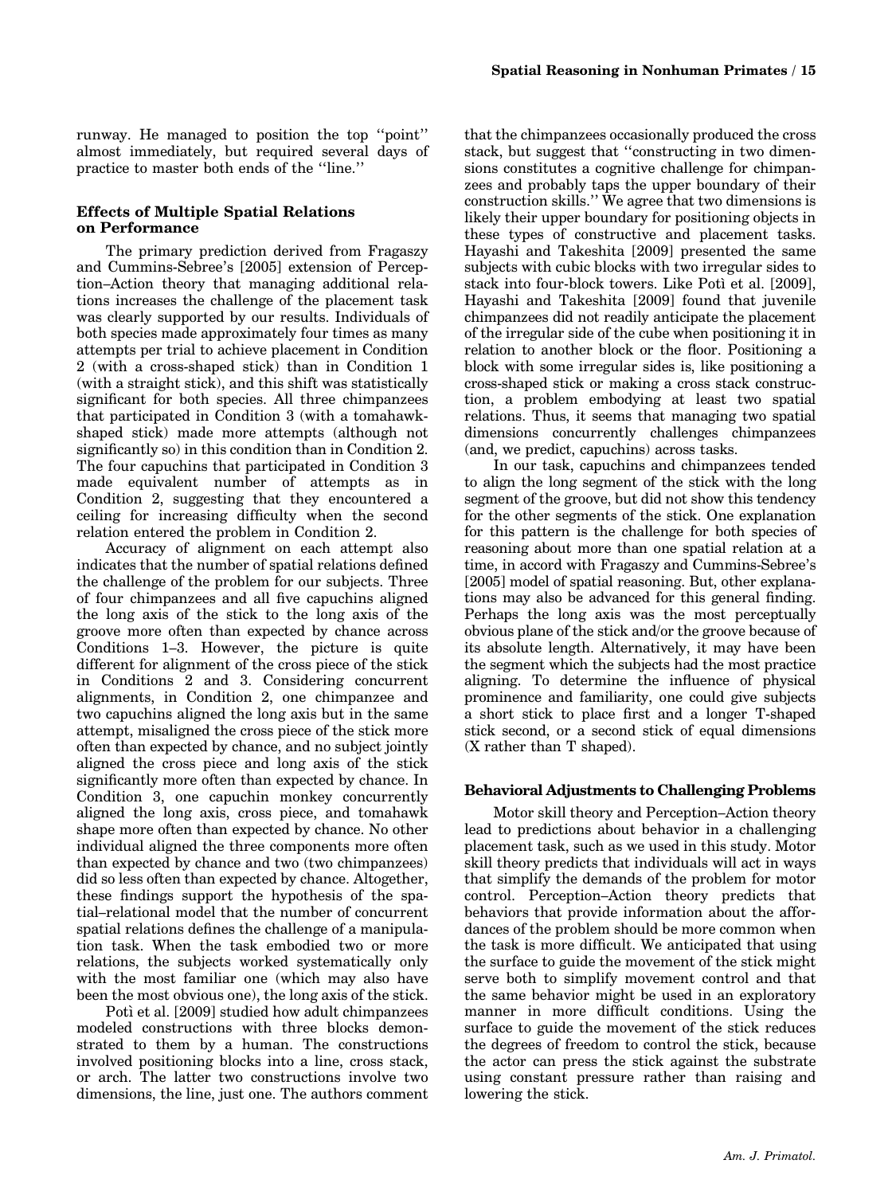runway. He managed to position the top ''point'' almost immediately, but required several days of practice to master both ends of the ''line.''

### Effects of Multiple Spatial Relations on Performance

The primary prediction derived from Fragaszy and Cummins-Sebree's [2005] extension of Perception–Action theory that managing additional relations increases the challenge of the placement task was clearly supported by our results. Individuals of both species made approximately four times as many attempts per trial to achieve placement in Condition 2 (with a cross-shaped stick) than in Condition 1 (with a straight stick), and this shift was statistically significant for both species. All three chimpanzees that participated in Condition 3 (with a tomahawk-shaped stick) made more attempts (although not significantly so) in this condition than in Condition 2. The four capuchins that participated in Condition 3 made equivalent number of attempts as in Condition 2, suggesting that they encountered a ceiling for increasing difficulty when the second relation entered the problem in Condition 2.

Accuracy of alignment on each attempt also indicates that the number of spatial relations defined the challenge of the problem for our subjects. Three of four chimpanzees and all five capuchins aligned the long axis of the stick to the long axis of the groove more often than expected by chance across Conditions 1–3. However, the picture is quite different for alignment of the cross piece of the stick in Conditions 2 and 3. Considering concurrent alignments, in Condition 2, one chimpanzee and two capuchins aligned the long axis but in the same attempt, misaligned the cross piece of the stick more often than expected by chance, and no subject jointly aligned the cross piece and long axis of the stick significantly more often than expected by chance. In Condition 3, one capuchin monkey concurrently aligned the long axis, cross piece, and tomahawk shape more often than expected by chance. No other individual aligned the three components more often than expected by chance and two (two chimpanzees) did so less often than expected by chance. Altogether, these findings support the hypothesis of the spatial–relational model that the number of concurrent spatial relations defines the challenge of a manipulation task. When the task embodied two or more relations, the subjects worked systematically only with the most familiar one (which may also have been the most obvious one), the long axis of the stick.

Potì et al. [2009] studied how adult chimpanzees modeled constructions with three blocks demonstrated to them by a human. The constructions involved positioning blocks into a line, cross stack, or arch. The latter two constructions involve two dimensions, the line, just one. The authors comment that the chimpanzees occasionally produced the cross stack, but suggest that ''constructing in two dimensions constitutes a cognitive challenge for chimpanzees and probably taps the upper boundary of their construction skills.'' We agree that two dimensions is likely their upper boundary for positioning objects in these types of constructive and placement tasks. Hayashi and Takeshita [2009] presented the same subjects with cubic blocks with two irregular sides to stack into four-block towers. Like Potì et al. [2009], Hayashi and Takeshita [2009] found that juvenile chimpanzees did not readily anticipate the placement of the irregular side of the cube when positioning it in relation to another block or the floor. Positioning a block with some irregular sides is, like positioning a cross-shaped stick or making a cross stack construction, a problem embodying at least two spatial relations. Thus, it seems that managing two spatial dimensions concurrently challenges chimpanzees (and, we predict, capuchins) across tasks.

In our task, capuchins and chimpanzees tended to align the long segment of the stick with the long segment of the groove, but did not show this tendency for the other segments of the stick. One explanation for this pattern is the challenge for both species of reasoning about more than one spatial relation at a time, in accord with Fragaszy and Cummins-Sebree's [2005] model of spatial reasoning. But, other explanations may also be advanced for this general finding. Perhaps the long axis was the most perceptually obvious plane of the stick and/or the groove because of its absolute length. Alternatively, it may have been the segment which the subjects had the most practice aligning. To determine the influence of physical prominence and familiarity, one could give subjects a short stick to place first and a longer T-shaped stick second, or a second stick of equal dimensions (X rather than T shaped).

### Behavioral Adjustments to Challenging Problems

Motor skill theory and Perception–Action theory lead to predictions about behavior in a challenging placement task, such as we used in this study. Motor skill theory predicts that individuals will act in ways that simplify the demands of the problem for motor control. Perception–Action theory predicts that behaviors that provide information about the affordances of the problem should be more common when the task is more difficult. We anticipated that using the surface to guide the movement of the stick might serve both to simplify movement control and that the same behavior might be used in an exploratory manner in more difficult conditions. Using the surface to guide the movement of the stick reduces the degrees of freedom to control the stick, because the actor can press the stick against the substrate using constant pressure rather than raising and lowering the stick.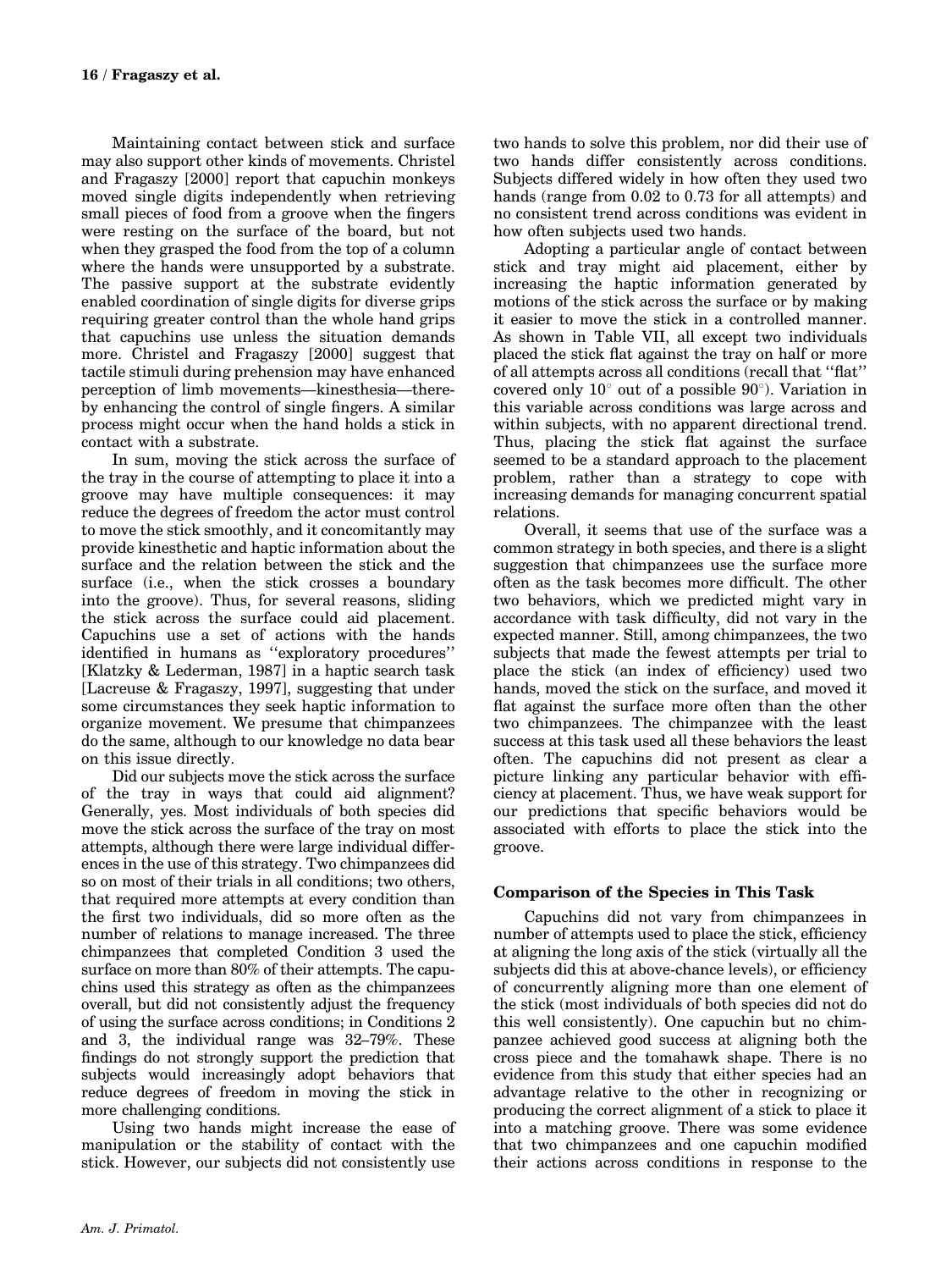Maintaining contact between stick and surface may also support other kinds of movements. Christel and Fragaszy [2000] report that capuchin monkeys moved single digits independently when retrieving small pieces of food from a groove when the fingers were resting on the surface of the board, but not when they grasped the food from the top of a column where the hands were unsupported by a substrate. The passive support at the substrate evidently enabled coordination of single digits for diverse grips requiring greater control than the whole hand grips that capuchins use unless the situation demands more. Christel and Fragaszy [2000] suggest that tactile stimuli during prehension may have enhanced perception of limb movements—kinesthesia—thereby enhancing the control of single fingers. A similar process might occur when the hand holds a stick in contact with a substrate.

In sum, moving the stick across the surface of the tray in the course of attempting to place it into a groove may have multiple consequences: it may reduce the degrees of freedom the actor must control to move the stick smoothly, and it concomitantly may provide kinesthetic and haptic information about the surface and the relation between the stick and the surface (i.e., when the stick crosses a boundary into the groove). Thus, for several reasons, sliding the stick across the surface could aid placement. Capuchins use a set of actions with the hands identified in humans as ''exploratory procedures'' [Klatzky & Lederman, 1987] in a haptic search task [Lacreuse & Fragaszy, 1997], suggesting that under some circumstances they seek haptic information to organize movement. We presume that chimpanzees do the same, although to our knowledge no data bear on this issue directly.

Did our subjects move the stick across the surface of the tray in ways that could aid alignment? Generally, yes. Most individuals of both species did move the stick across the surface of the tray on most attempts, although there were large individual differences in the use of this strategy. Two chimpanzees did so on most of their trials in all conditions; two others, that required more attempts at every condition than the first two individuals, did so more often as the number of relations to manage increased. The three chimpanzees that completed Condition 3 used the surface on more than 80% of their attempts. The capuchins used this strategy as often as the chimpanzees overall, but did not consistently adjust the frequency of using the surface across conditions; in Conditions 2 and 3, the individual range was 32–79%. These findings do not strongly support the prediction that subjects would increasingly adopt behaviors that reduce degrees of freedom in moving the stick in more challenging conditions.

Using two hands might increase the ease of manipulation or the stability of contact with the stick. However, our subjects did not consistently use two hands to solve this problem, nor did their use of two hands differ consistently across conditions. Subjects differed widely in how often they used two hands (range from 0.02 to 0.73 for all attempts) and no consistent trend across conditions was evident in how often subjects used two hands.

Adopting a particular angle of contact between stick and tray might aid placement, either by increasing the haptic information generated by motions of the stick across the surface or by making it easier to move the stick in a controlled manner. As shown in Table VII, all except two individuals placed the stick flat against the tray on half or more of all attempts across all conditions (recall that ''flat'' covered only 10° out of a possible 90°). Variation in this variable across conditions was large across and within subjects, with no apparent directional trend. Thus, placing the stick flat against the surface seemed to be a standard approach to the placement problem, rather than a strategy to cope with increasing demands for managing concurrent spatial relations.

Overall, it seems that use of the surface was a common strategy in both species, and there is a slight suggestion that chimpanzees use the surface more often as the task becomes more difficult. The other two behaviors, which we predicted might vary in accordance with task difficulty, did not vary in the expected manner. Still, among chimpanzees, the two subjects that made the fewest attempts per trial to place the stick (an index of efficiency) used two hands, moved the stick on the surface, and moved it flat against the surface more often than the other two chimpanzees. The chimpanzee with the least success at this task used all these behaviors the least often. The capuchins did not present as clear a picture linking any particular behavior with efficiency at placement. Thus, we have weak support for our predictions that specific behaviors would be associated with efforts to place the stick into the groove.

### Comparison of the Species in This Task

Capuchins did not vary from chimpanzees in number of attempts used to place the stick, efficiency at aligning the long axis of the stick (virtually all the subjects did this at above-chance levels), or efficiency of concurrently aligning more than one element of the stick (most individuals of both species did not do this well consistently). One capuchin but no chimpanzee achieved good success at aligning both the cross piece and the tomahawk shape. There is no evidence from this study that either species had an advantage relative to the other in recognizing or producing the correct alignment of a stick to place it into a matching groove. There was some evidence that two chimpanzees and one capuchin modified their actions across conditions in response to the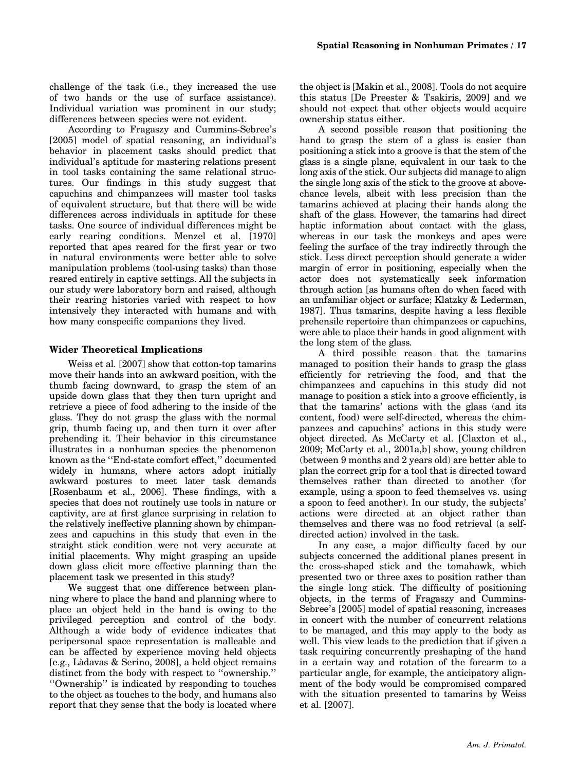challenge of the task (i.e., they increased the use of two hands or the use of surface assistance). Individual variation was prominent in our study; differences between species were not evident.

According to Fragaszy and Cummins-Sebree's [2005] model of spatial reasoning, an individual's behavior in placement tasks should predict that individual's aptitude for mastering relations present in tool tasks containing the same relational structures. Our findings in this study suggest that capuchins and chimpanzees will master tool tasks of equivalent structure, but that there will be wide differences across individuals in aptitude for these tasks. One source of individual differences might be early rearing conditions. Menzel et al. [1970] reported that apes reared for the first year or two in natural environments were better able to solve manipulation problems (tool-using tasks) than those reared entirely in captive settings. All the subjects in our study were laboratory born and raised, although their rearing histories varied with respect to how intensively they interacted with humans and with how many conspecific companions they lived.

### Wider Theoretical Implications

Weiss et al. [2007] show that cotton-top tamarins move their hands into an awkward position, with the thumb facing downward, to grasp the stem of an upside down glass that they then turn upright and retrieve a piece of food adhering to the inside of the glass. They do not grasp the glass with the normal grip, thumb facing up, and then turn it over after prehending it. Their behavior in this circumstance illustrates in a nonhuman species the phenomenon known as the ''End-state comfort effect,'' documented widely in humans, where actors adopt initially awkward postures to meet later task demands [Rosenbaum et al., 2006]. These findings, with a species that does not routinely use tools in nature or captivity, are at first glance surprising in relation to the relatively ineffective planning shown by chimpanzees and capuchins in this study that even in the straight stick condition were not very accurate at initial placements. Why might grasping an upside down glass elicit more effective planning than the placement task we presented in this study?

We suggest that one difference between planning where to place the hand and planning where to place an object held in the hand is owing to the privileged perception and control of the body. Although a wide body of evidence indicates that peripersonal space representation is malleable and can be affected by experience moving held objects [e.g., Làdavas & Serino, 2008], a held object remains distinct from the body with respect to ''ownership.'' ''Ownership'' is indicated by responding to touches to the object as touches to the body, and humans also report that they sense that the body is located where the object is [Makin et al., 2008]. Tools do not acquire this status [De Preester & Tsakiris, 2009] and we should not expect that other objects would acquire ownership status either.

A second possible reason that positioning the hand to grasp the stem of a glass is easier than positioning a stick into a groove is that the stem of the glass is a single plane, equivalent in our task to the long axis of the stick. Our subjects did manage to align the single long axis of the stick to the groove at above-chance levels, albeit with less precision than the tamarins achieved at placing their hands along the shaft of the glass. However, the tamarins had direct haptic information about contact with the glass, whereas in our task the monkeys and apes were feeling the surface of the tray indirectly through the stick. Less direct perception should generate a wider margin of error in positioning, especially when the actor does not systematically seek information through action [as humans often do when faced with an unfamiliar object or surface; Klatzky & Lederman, 1987]. Thus tamarins, despite having a less flexible prehensile repertoire than chimpanzees or capuchins, were able to place their hands in good alignment with the long stem of the glass.

A third possible reason that the tamarins managed to position their hands to grasp the glass efficiently for retrieving the food, and that the chimpanzees and capuchins in this study did not manage to position a stick into a groove efficiently, is that the tamarins' actions with the glass (and its content, food) were self-directed, whereas the chimpanzees and capuchins' actions in this study were object directed. As McCarty et al. [Claxton et al., 2009; McCarty et al., 2001a,b] show, young children (between 9 months and 2 years old) are better able to plan the correct grip for a tool that is directed toward themselves rather than directed to another (for example, using a spoon to feed themselves vs. using a spoon to feed another). In our study, the subjects' actions were directed at an object rather than themselves and there was no food retrieval (a self-directed action) involved in the task.

In any case, a major difficulty faced by our subjects concerned the additional planes present in the cross-shaped stick and the tomahawk, which presented two or three axes to position rather than the single long stick. The difficulty of positioning objects, in the terms of Fragaszy and Cummins-Sebree's [2005] model of spatial reasoning, increases in concert with the number of concurrent relations to be managed, and this may apply to the body as well. This view leads to the prediction that if given a task requiring concurrently preshaping of the hand in a certain way and rotation of the forearm to a particular angle, for example, the anticipatory alignment of the body would be compromised compared with the situation presented to tamarins by Weiss et al. [2007].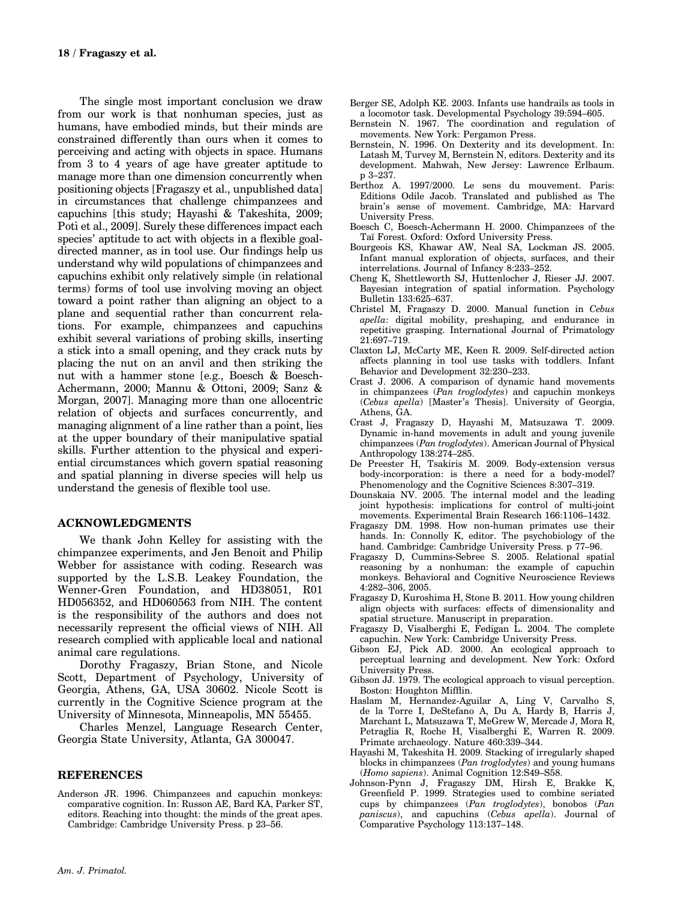The single most important conclusion we draw from our work is that nonhuman species, just as humans, have embodied minds, but their minds are constrained differently than ours when it comes to perceiving and acting with objects in space. Humans from 3 to 4 years of age have greater aptitude to manage more than one dimension concurrently when positioning objects [Fragaszy et al., unpublished data] in circumstances that challenge chimpanzees and capuchins [this study; Hayashi & Takeshita, 2009; Potì et al., 2009]. Surely these differences impact each species' aptitude to act with objects in a flexible goal-directed manner, as in tool use. Our findings help us understand why wild populations of chimpanzees and capuchins exhibit only relatively simple (in relational terms) forms of tool use involving moving an object toward a point rather than aligning an object to a plane and sequential rather than concurrent relations. For example, chimpanzees and capuchins exhibit several variations of probing skills, inserting a stick into a small opening, and they crack nuts by placing the nut on an anvil and then striking the nut with a hammer stone [e.g., Boesch & Boesch-Achermann, 2000; Mannu & Ottoni, 2009; Sanz & Morgan, 2007]. Managing more than one allocentric relation of objects and surfaces concurrently, and managing alignment of a line rather than a point, lies at the upper boundary of their manipulative spatial skills. Further attention to the physical and experiential circumstances which govern spatial reasoning and spatial planning in diverse species will help us understand the genesis of flexible tool use.

## ACKNOWLEDGMENTS

We thank John Kelley for assisting with the chimpanzee experiments, and Jen Benoit and Philip Webber for assistance with coding. Research was supported by the L.S.B. Leakey Foundation, the Wenner-Gren Foundation, and HD38051, R01 HD056352, and HD060563 from NIH. The content is the responsibility of the authors and does not necessarily represent the official views of NIH. All research complied with applicable local and national animal care regulations.

Dorothy Fragaszy, Brian Stone, and Nicole Scott, Department of Psychology, University of Georgia, Athens, GA, USA 30602. Nicole Scott is currently in the Cognitive Science program at the University of Minnesota, Minneapolis, MN 55455.

Charles Menzel, Language Research Center, Georgia State University, Atlanta, GA 300047.

## REFERENCES

Anderson JR. 1996. Chimpanzees and capuchin monkeys: comparative cognition. In: Russon AE, Bard KA, Parker ST, editors. Reaching into thought: the minds of the great apes. Cambridge: Cambridge University Press. p 23–56.

Berger SE, Adolph KE. 2003. Infants use handrails as tools in a locomotor task. Developmental Psychology 39:594–605.

Bernstein N. 1967. The coordination and regulation of movements. New York: Pergamon Press.

Bernstein, N. 1996. On Dexterity and its development. In: Latash M, Turvey M, Bernstein N, editors. Dexterity and its development. Mahwah, New Jersey: Lawrence Erlbaum. p 3–237.

Berthoz A. 1997/2000. Le sens du mouvement. Paris: Editions Odile Jacob. Translated and published as The brain's sense of movement. Cambridge, MA: Harvard University Press.

Boesch C, Boesch-Achermann H. 2000. Chimpanzees of the Taï Forest. Oxford: Oxford University Press.

Bourgeois KS, Khawar AW, Neal SA, Lockman JS. 2005. Infant manual exploration of objects, surfaces, and their interrelations. Journal of Infancy 8:233–252.

Cheng K, Shettleworth SJ, Huttenlocher J, Rieser JJ. 2007. Bayesian integration of spatial information. Psychology Bulletin 133:625–637.

Christel M, Fragaszy D. 2000. Manual function in *Cebus apella*: digital mobility, preshaping, and endurance in repetitive grasping. International Journal of Primatology 21:697–719.

Claxton LJ, McCarty ME, Keen R. 2009. Self-directed action affects planning in tool use tasks with toddlers. Infant Behavior and Development 32:230–233.

Crast J. 2006. A comparison of dynamic hand movements in chimpanzees (*Pan troglodytes*) and capuchin monkeys (*Cebus apella*) [Master's Thesis]. University of Georgia, Athens, GA.

Crast J, Fragaszy D, Hayashi M, Matsuzawa T. 2009. Dynamic in-hand movements in adult and young juvenile chimpanzees (*Pan troglodytes*). American Journal of Physical Anthropology 138:274–285.

De Preester H, Tsakiris M. 2009. Body-extension versus body-incorporation: is there a need for a body-model? Phenomenology and the Cognitive Sciences 8:307–319.

Dounskaia NV. 2005. The internal model and the leading joint hypothesis: implications for control of multi-joint movements. Experimental Brain Research 166:1106–1432.

Fragaszy DM. 1998. How non-human primates use their hands. In: Connolly K, editor. The psychobiology of the hand. Cambridge: Cambridge University Press. p 77–96.

Fragaszy D, Cummins-Sebree S. 2005. Relational spatial reasoning by a nonhuman: the example of capuchin monkeys. Behavioral and Cognitive Neuroscience Reviews 4:282–306, 2005.

Fragaszy D, Kuroshima H, Stone B. 2011. How young children align objects with surfaces: effects of dimensionality and spatial structure. Manuscript in preparation.

Fragaszy D, Visalberghi E, Fedigan L. 2004. The complete capuchin. New York: Cambridge University Press.

Gibson EJ, Pick AD. 2000. An ecological approach to perceptual learning and development. New York: Oxford University Press.

Gibson JJ. 1979. The ecological approach to visual perception. Boston: Houghton Mifflin.

Haslam M, Hernandez-Aguilar A, Ling V, Carvalho S, de la Torre I, DeStefano A, Du A, Hardy B, Harris J, Marchant L, Matsuzawa T, McGrew W, Mercade J, Mora R, Petraglia R, Roche H, Visalberghi E, Warren R. 2009. Primate archaeology. Nature 460:339–344.

Hayashi M, Takeshita H. 2009. Stacking of irregularly shaped blocks in chimpanzees (*Pan troglodytes*) and young humans (*Homo sapiens*). Animal Cognition 12:S49–S58.

Johnson-Pynn J, Fragaszy DM, Hirsh E, Brakke K, Greenfield P. 1999. Strategies used to combine seriated cups by chimpanzees (*Pan troglodytes*), bonobos (*Pan paniscus*), and capuchins (*Cebus apella*). Journal of Comparative Psychology 113:137–148.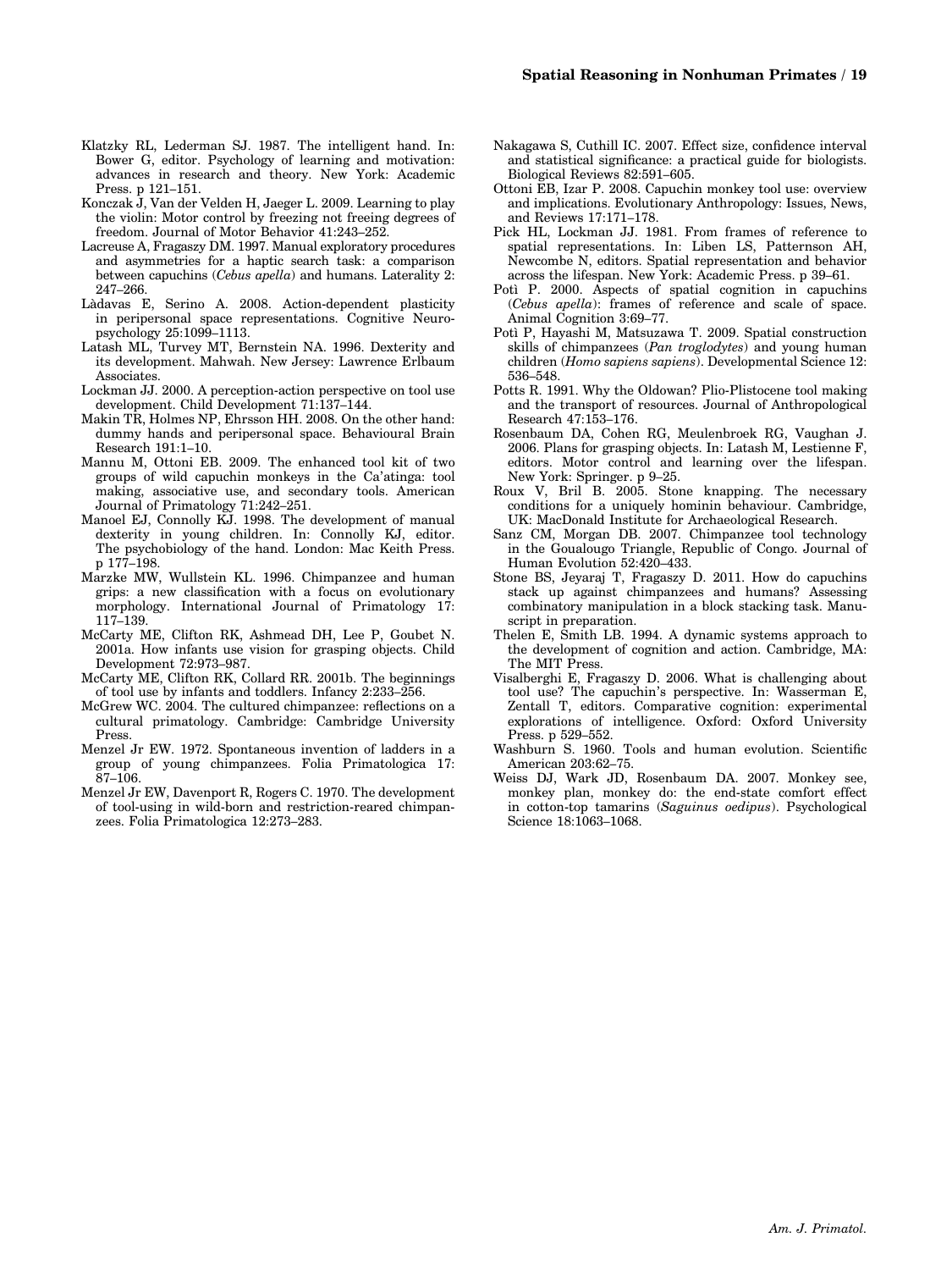Klatzky RL, Lederman SJ. 1987. The intelligent hand. In: Bower G, editor. Psychology of learning and motivation: advances in research and theory. New York: Academic Press. p 121–151.

Konczak J, Van der Velden H, Jaeger L. 2009. Learning to play the violin: Motor control by freezing not freeing degrees of freedom. Journal of Motor Behavior 41:243–252.

Lacreuse A, Fragaszy DM. 1997. Manual exploratory procedures and asymmetries for a haptic search task: a comparison between capuchins (*Cebus apella*) and humans. Laterality 2: 247–266.

Làdavas E, Serino A. 2008. Action-dependent plasticity in peripersonal space representations. Cognitive Neuropsychology 25:1099–1113.

Latash ML, Turvey MT, Bernstein NA. 1996. Dexterity and its development. Mahwah. New Jersey: Lawrence Erlbaum Associates.

Lockman JJ. 2000. A perception-action perspective on tool use development. Child Development 71:137–144.

Makin TR, Holmes NP, Ehrsson HH. 2008. On the other hand: dummy hands and peripersonal space. Behavioural Brain Research 191:1–10.

Mannu M, Ottoni EB. 2009. The enhanced tool kit of two groups of wild capuchin monkeys in the Ca'atinga: tool making, associative use, and secondary tools. American Journal of Primatology 71:242–251.

Manoel EJ, Connolly KJ. 1998. The development of manual dexterity in young children. In: Connolly KJ, editor. The psychobiology of the hand. London: Mac Keith Press. p 177–198.

Marzke MW, Wullstein KL. 1996. Chimpanzee and human grips: a new classification with a focus on evolutionary morphology. International Journal of Primatology 17: 117–139.

McCarty ME, Clifton RK, Ashmead DH, Lee P, Goubet N. 2001a. How infants use vision for grasping objects. Child Development 72:973–987.

McCarty ME, Clifton RK, Collard RR. 2001b. The beginnings of tool use by infants and toddlers. Infancy 2:233–256.

McGrew WC. 2004. The cultured chimpanzee: reflections on a cultural primatology. Cambridge: Cambridge University Press.

Menzel Jr EW. 1972. Spontaneous invention of ladders in a group of young chimpanzees. Folia Primatologica 17: 87–106.

Menzel Jr EW, Davenport R, Rogers C. 1970. The development of tool-using in wild-born and restriction-reared chimpanzees. Folia Primatologica 12:273–283.

Nakagawa S, Cuthill IC. 2007. Effect size, confidence interval and statistical significance: a practical guide for biologists. Biological Reviews 82:591–605.

Ottoni EB, Izar P. 2008. Capuchin monkey tool use: overview and implications. Evolutionary Anthropology: Issues, News, and Reviews 17:171–178.

Pick HL, Lockman JJ. 1981. From frames of reference to spatial representations. In: Liben LS, Patternson AH, Newcombe N, editors. Spatial representation and behavior across the lifespan. New York: Academic Press. p 39–61.

Potì P. 2000. Aspects of spatial cognition in capuchins (*Cebus apella*): frames of reference and scale of space. Animal Cognition 3:69–77.

Potì P, Hayashi M, Matsuzawa T. 2009. Spatial construction skills of chimpanzees (*Pan troglodytes*) and young human children (*Homo sapiens sapiens*). Developmental Science 12: 536–548.

Potts R. 1991. Why the Oldowan? Plio-Plistocene tool making and the transport of resources. Journal of Anthropological Research 47:153–176.

Rosenbaum DA, Cohen RG, Meulenbroek RG, Vaughan J. 2006. Plans for grasping objects. In: Latash M, Lestienne F, editors. Motor control and learning over the lifespan. New York: Springer. p 9–25.

Roux V, Bril B. 2005. Stone knapping. The necessary conditions for a uniquely hominin behaviour. Cambridge, UK: MacDonald Institute for Archaeological Research.

Sanz CM, Morgan DB. 2007. Chimpanzee tool technology in the Goualougo Triangle, Republic of Congo. Journal of Human Evolution 52:420–433.

Stone BS, Jeyaraj T, Fragaszy D. 2011. How do capuchins stack up against chimpanzees and humans? Assessing combinatory manipulation in a block stacking task. Manuscript in preparation.

Thelen E, Smith LB. 1994. A dynamic systems approach to the development of cognition and action. Cambridge, MA: The MIT Press.

Visalberghi E, Fragaszy D. 2006. What is challenging about tool use? The capuchin's perspective. In: Wasserman E, Zentall T, editors. Comparative cognition: experimental explorations of intelligence. Oxford: Oxford University Press. p 529–552.

Washburn S. 1960. Tools and human evolution. Scientific American 203:62–75.

Weiss DJ, Wark JD, Rosenbaum DA. 2007. Monkey see, monkey plan, monkey do: the end-state comfort effect in cotton-top tamarins (*Saguinus oedipus*). Psychological Science 18:1063–1068.